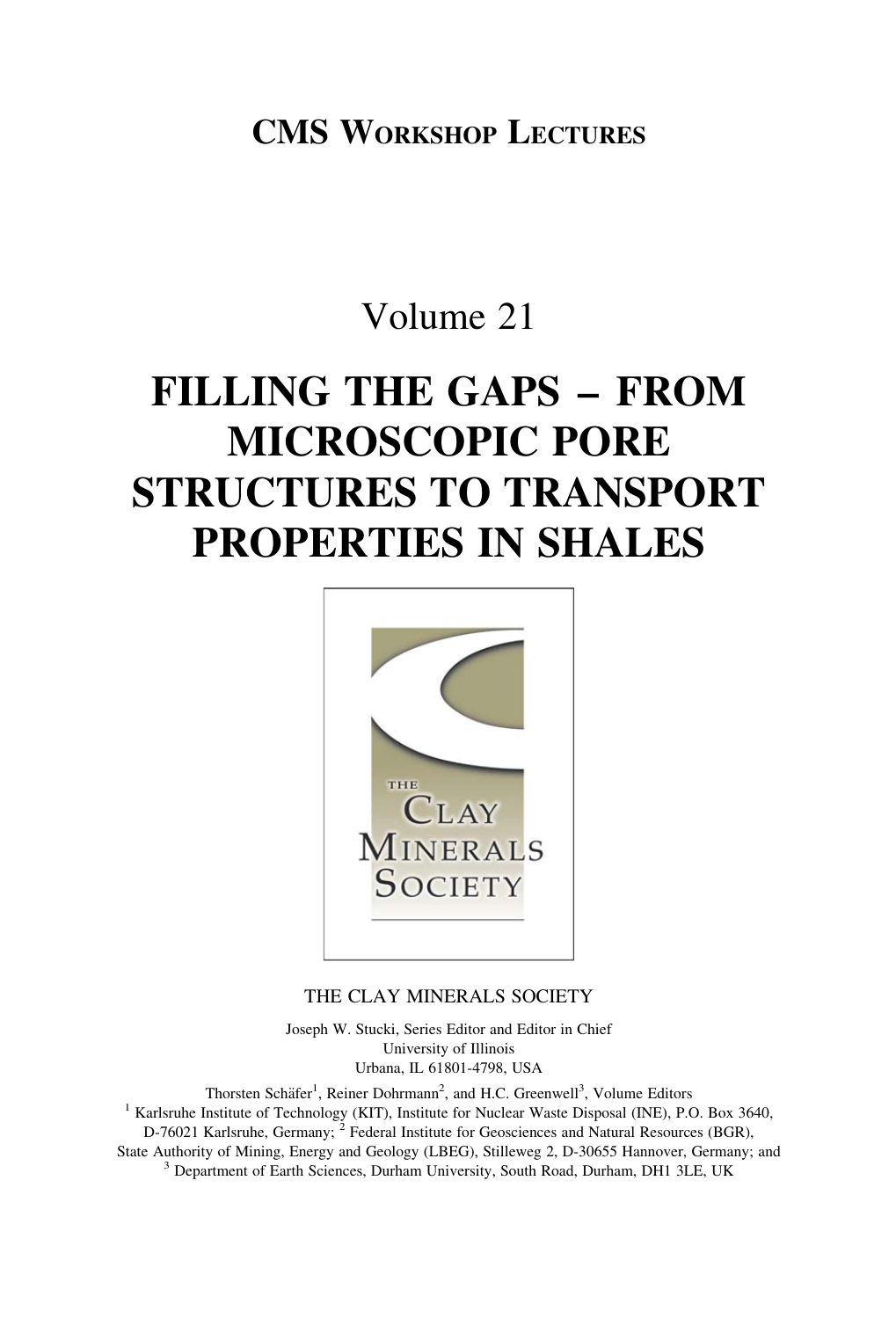# CMS Workshop Lectures

## Volume 21

# FILLING THE GAPS – FROM MICROSCOPIC PORE STRUCTURES TO TRANSPORT PROPERTIES IN SHALES

THE CLAY MINERALS SOCIETY

Joseph W. Stucki, Series Editor and Editor in Chief
University of Illinois
Urbana, IL 61801-4798, USA

Thorsten Schäfer[1], Reiner Dohrmann[2], and H.C. Greenwell[3], Volume Editors
[1] Karlsruhe Institute of Technology (KIT), Institute for Nuclear Waste Disposal (INE), P.O. Box 3640, D-76021 Karlsruhe, Germany; [2] Federal Institute for Geosciences and Natural Resources (BGR), State Authority of Mining, Energy and Geology (LBEG), Stilleweg 2, D-30655 Hannover, Germany; and [3] Department of Earth Sciences, Durham University, South Road, Durham, DH1 3LE, UK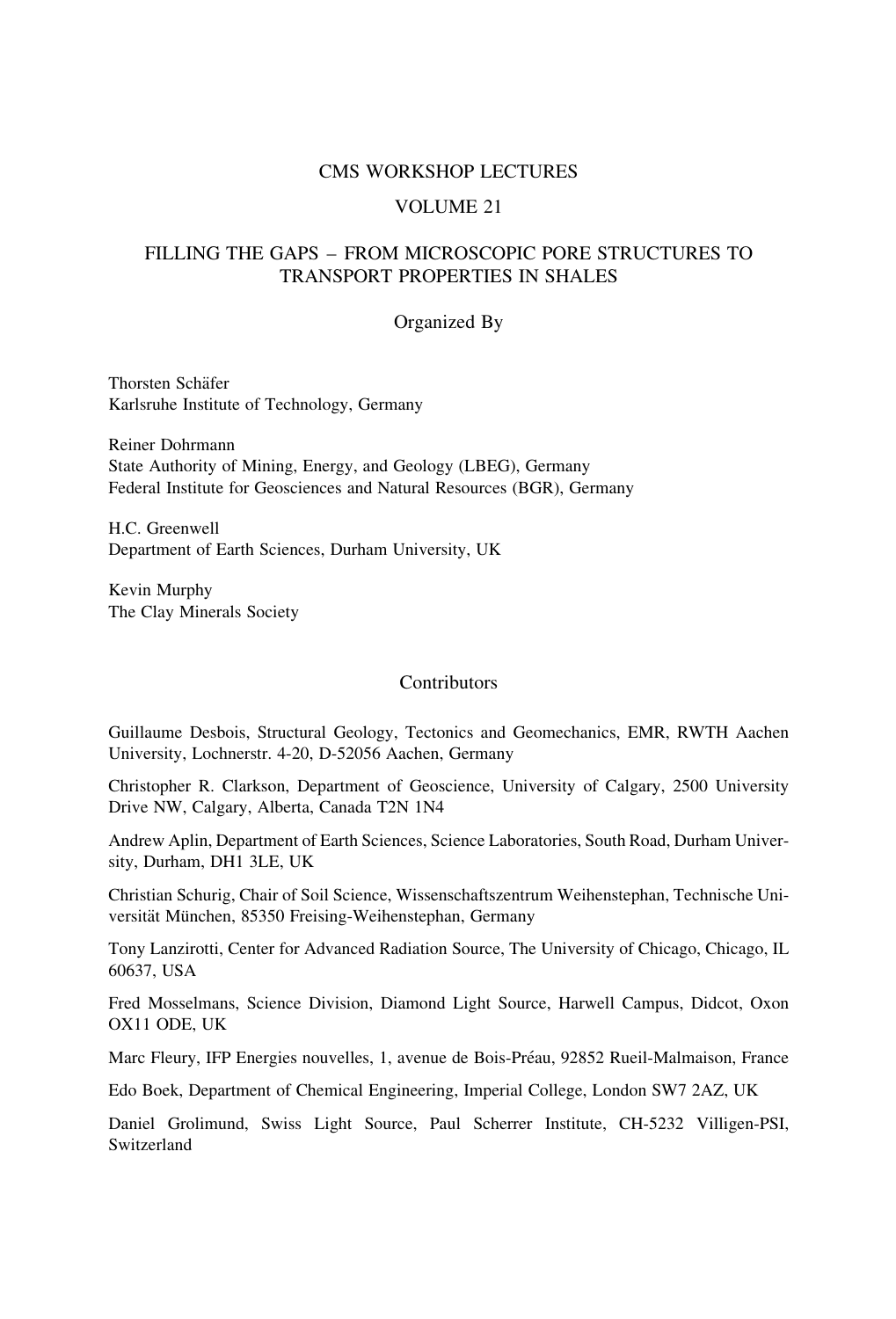# CMS WORKSHOP LECTURES

## VOLUME 21

## FILLING THE GAPS – FROM MICROSCOPIC PORE STRUCTURES TO TRANSPORT PROPERTIES IN SHALES

### Organized By

Thorsten Schäfer
Karlsruhe Institute of Technology, Germany

Reiner Dohrmann
State Authority of Mining, Energy, and Geology (LBEG), Germany
Federal Institute for Geosciences and Natural Resources (BGR), Germany

H.C. Greenwell
Department of Earth Sciences, Durham University, UK

Kevin Murphy
The Clay Minerals Society

### Contributors

Guillaume Desbois, Structural Geology, Tectonics and Geomechanics, EMR, RWTH Aachen University, Lochnerstr. 4-20, D-52056 Aachen, Germany

Christopher R. Clarkson, Department of Geoscience, University of Calgary, 2500 University Drive NW, Calgary, Alberta, Canada T2N 1N4

Andrew Aplin, Department of Earth Sciences, Science Laboratories, South Road, Durham University, Durham, DH1 3LE, UK

Christian Schurig, Chair of Soil Science, Wissenschaftszentrum Weihenstephan, Technische Universität München, 85350 Freising-Weihenstephan, Germany

Tony Lanzirotti, Center for Advanced Radiation Source, The University of Chicago, Chicago, IL 60637, USA

Fred Mosselmans, Science Division, Diamond Light Source, Harwell Campus, Didcot, Oxon OX11 ODE, UK

Marc Fleury, IFP Energies nouvelles, 1, avenue de Bois-Préau, 92852 Rueil-Malmaison, France

Edo Boek, Department of Chemical Engineering, Imperial College, London SW7 2AZ, UK

Daniel Grolimund, Swiss Light Source, Paul Scherrer Institute, CH-5232 Villigen-PSI, Switzerland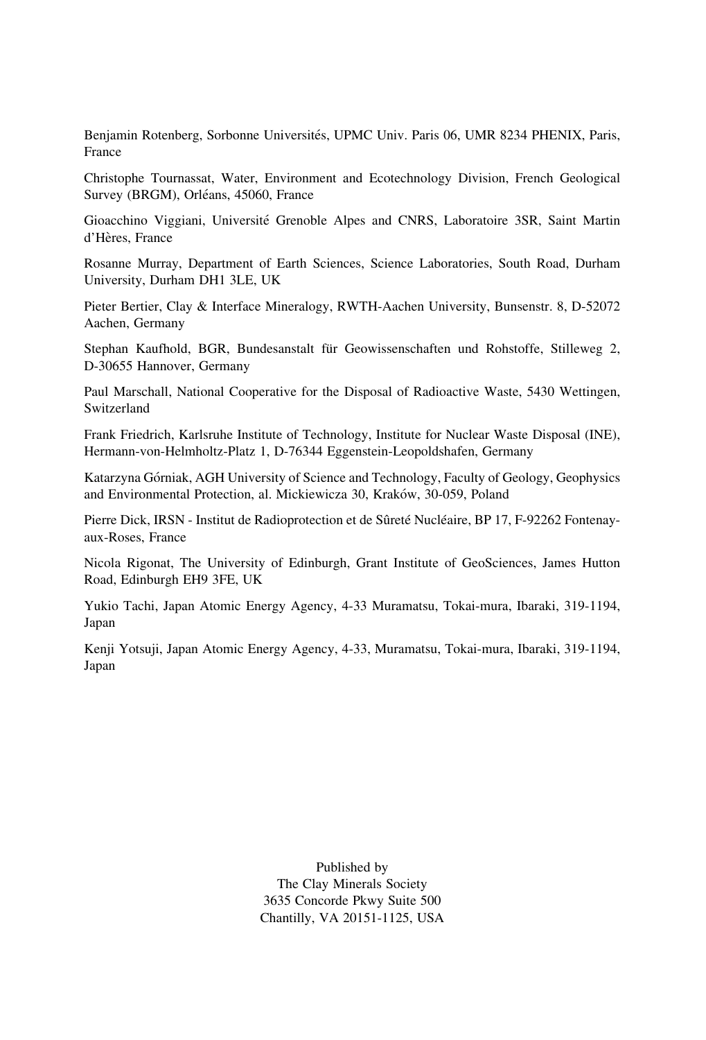Benjamin Rotenberg, Sorbonne Universités, UPMC Univ. Paris 06, UMR 8234 PHENIX, Paris, France

Christophe Tournassat, Water, Environment and Ecotechnology Division, French Geological Survey (BRGM), Orléans, 45060, France

Gioacchino Viggiani, Université Grenoble Alpes and CNRS, Laboratoire 3SR, Saint Martin d'Hères, France

Rosanne Murray, Department of Earth Sciences, Science Laboratories, South Road, Durham University, Durham DH1 3LE, UK

Pieter Bertier, Clay & Interface Mineralogy, RWTH-Aachen University, Bunsenstr. 8, D-52072 Aachen, Germany

Stephan Kaufhold, BGR, Bundesanstalt für Geowissenschaften und Rohstoffe, Stilleweg 2, D-30655 Hannover, Germany

Paul Marschall, National Cooperative for the Disposal of Radioactive Waste, 5430 Wettingen, Switzerland

Frank Friedrich, Karlsruhe Institute of Technology, Institute for Nuclear Waste Disposal (INE), Hermann-von-Helmholtz-Platz 1, D-76344 Eggenstein-Leopoldshafen, Germany

Katarzyna Górniak, AGH University of Science and Technology, Faculty of Geology, Geophysics and Environmental Protection, al. Mickiewicza 30, Kraków, 30-059, Poland

Pierre Dick, IRSN - Institut de Radioprotection et de Sûreté Nucléaire, BP 17, F-92262 Fontenay-aux-Roses, France

Nicola Rigonat, The University of Edinburgh, Grant Institute of GeoSciences, James Hutton Road, Edinburgh EH9 3FE, UK

Yukio Tachi, Japan Atomic Energy Agency, 4-33 Muramatsu, Tokai-mura, Ibaraki, 319-1194, Japan

Kenji Yotsuji, Japan Atomic Energy Agency, 4-33, Muramatsu, Tokai-mura, Ibaraki, 319-1194, Japan

Published by
The Clay Minerals Society
3635 Concorde Pkwy Suite 500
Chantilly, VA 20151-1125, USA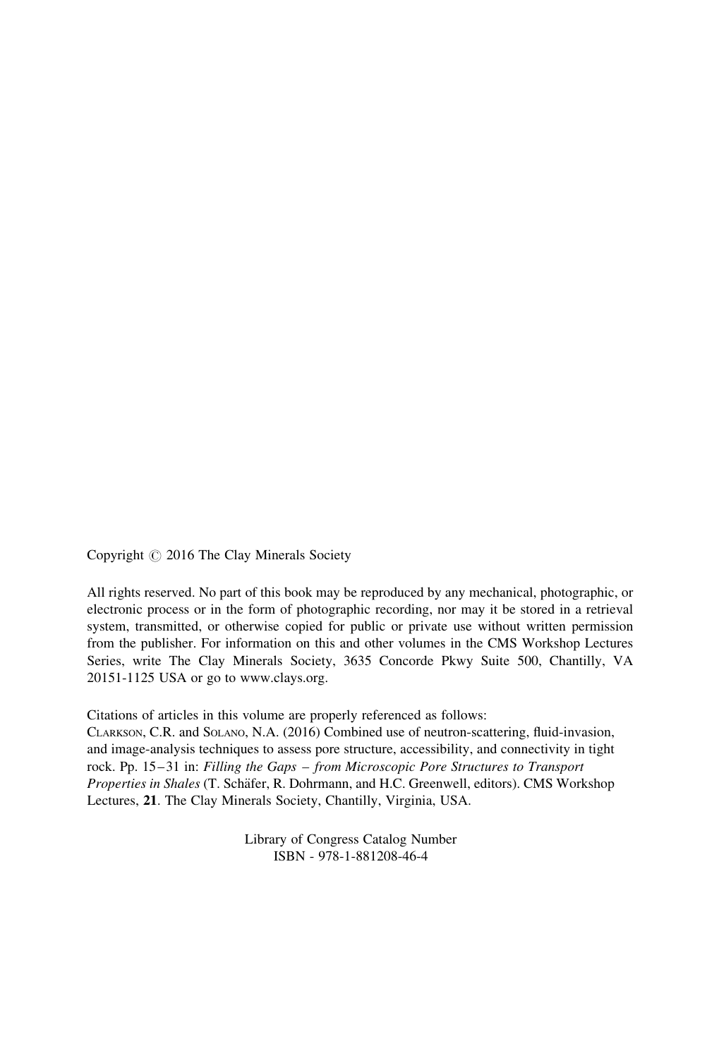Copyright © 2016 The Clay Minerals Society

All rights reserved. No part of this book may be reproduced by any mechanical, photographic, or electronic process or in the form of photographic recording, nor may it be stored in a retrieval system, transmitted, or otherwise copied for public or private use without written permission from the publisher. For information on this and other volumes in the CMS Workshop Lectures Series, write The Clay Minerals Society, 3635 Concorde Pkwy Suite 500, Chantilly, VA 20151-1125 USA or go to www.clays.org.

Citations of articles in this volume are properly referenced as follows:
CLARKSON, C.R. and SOLANO, N.A. (2016) Combined use of neutron-scattering, fluid-invasion, and image-analysis techniques to assess pore structure, accessibility, and connectivity in tight rock. Pp. 15–31 in: *Filling the Gaps – from Microscopic Pore Structures to Transport Properties in Shales* (T. Schäfer, R. Dohrmann, and H.C. Greenwell, editors). CMS Workshop Lectures, **21**. The Clay Minerals Society, Chantilly, Virginia, USA.

Library of Congress Catalog Number
ISBN - 978-1-881208-46-4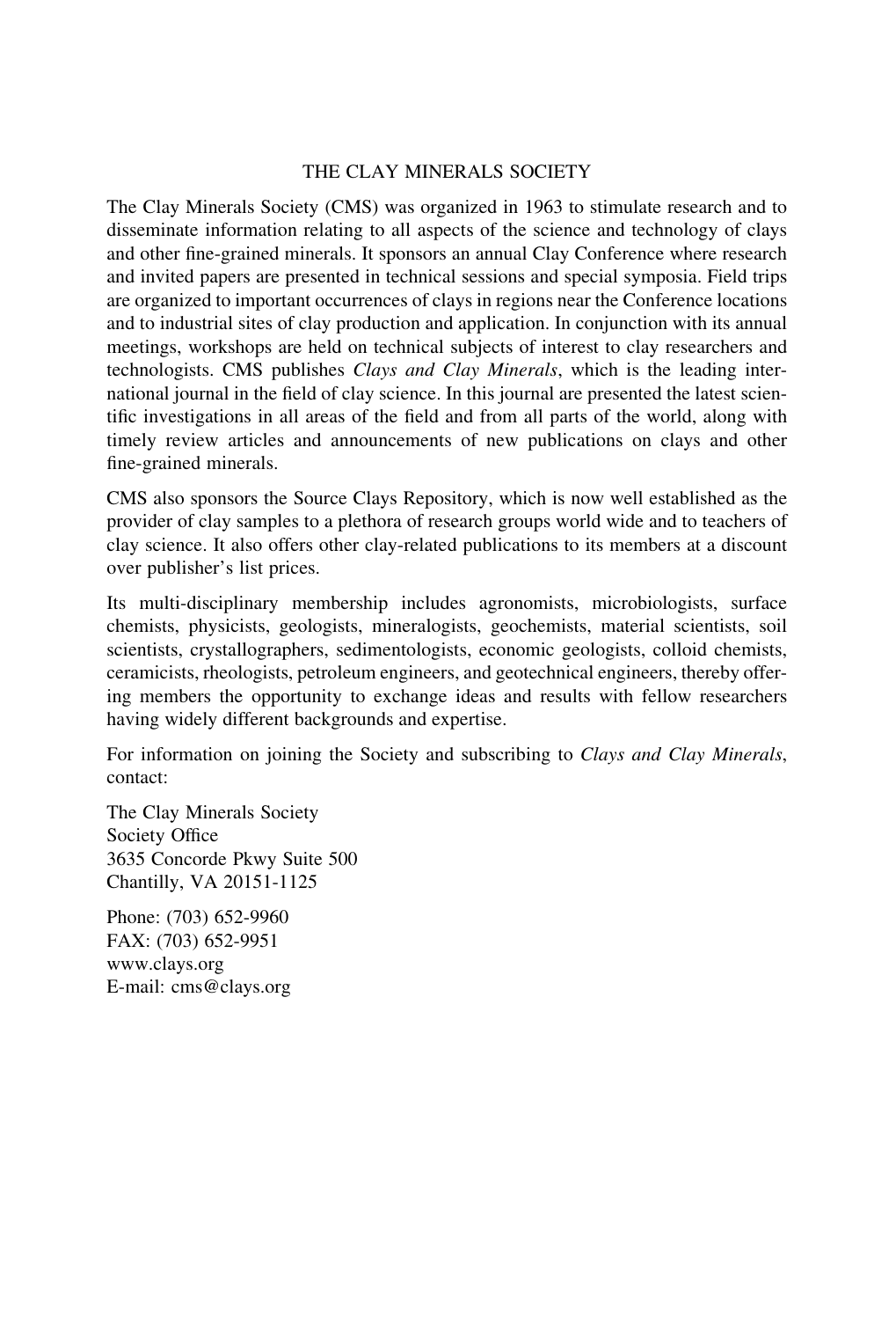# THE CLAY MINERALS SOCIETY

The Clay Minerals Society (CMS) was organized in 1963 to stimulate research and to disseminate information relating to all aspects of the science and technology of clays and other fine-grained minerals. It sponsors an annual Clay Conference where research and invited papers are presented in technical sessions and special symposia. Field trips are organized to important occurrences of clays in regions near the Conference locations and to industrial sites of clay production and application. In conjunction with its annual meetings, workshops are held on technical subjects of interest to clay researchers and technologists. CMS publishes *Clays and Clay Minerals*, which is the leading international journal in the field of clay science. In this journal are presented the latest scientific investigations in all areas of the field and from all parts of the world, along with timely review articles and announcements of new publications on clays and other fine-grained minerals.

CMS also sponsors the Source Clays Repository, which is now well established as the provider of clay samples to a plethora of research groups world wide and to teachers of clay science. It also offers other clay-related publications to its members at a discount over publisher's list prices.

Its multi-disciplinary membership includes agronomists, microbiologists, surface chemists, physicists, geologists, mineralogists, geochemists, material scientists, soil scientists, crystallographers, sedimentologists, economic geologists, colloid chemists, ceramicists, rheologists, petroleum engineers, and geotechnical engineers, thereby offering members the opportunity to exchange ideas and results with fellow researchers having widely different backgrounds and expertise.

For information on joining the Society and subscribing to *Clays and Clay Minerals*, contact:

The Clay Minerals Society
Society Office
3635 Concorde Pkwy Suite 500
Chantilly, VA 20151-1125

Phone: (703) 652-9960
FAX: (703) 652-9951
www.clays.org
E-mail: cms@clays.org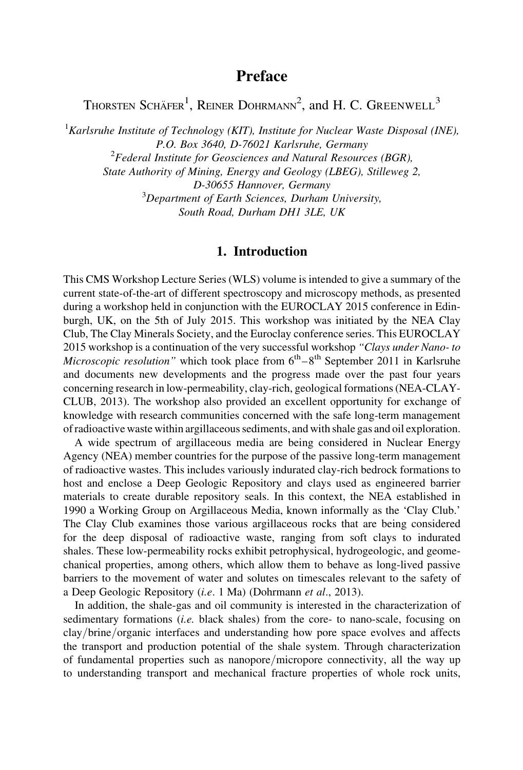# Preface

Thorsten Schäfer[1], Reiner Dohrmann[2], and H. C. Greenwell[3]

[1]*Karlsruhe Institute of Technology (KIT), Institute for Nuclear Waste Disposal (INE), P.O. Box 3640, D-76021 Karlsruhe, Germany*

[2]*Federal Institute for Geosciences and Natural Resources (BGR), State Authority of Mining, Energy and Geology (LBEG), Stilleweg 2, D-30655 Hannover, Germany*

[3]*Department of Earth Sciences, Durham University, South Road, Durham DH1 3LE, UK*

## 1. Introduction

This CMS Workshop Lecture Series (WLS) volume is intended to give a summary of the current state-of-the-art of different spectroscopy and microscopy methods, as presented during a workshop held in conjunction with the EUROCLAY 2015 conference in Edinburgh, UK, on the 5th of July 2015. This workshop was initiated by the NEA Clay Club, The Clay Minerals Society, and the Euroclay conference series. This EUROCLAY 2015 workshop is a continuation of the very successful workshop *"Clays under Nano- to Microscopic resolution"* which took place from 6th–8th September 2011 in Karlsruhe and documents new developments and the progress made over the past four years concerning research in low-permeability, clay-rich, geological formations (NEA-CLAY-CLUB, 2013). The workshop also provided an excellent opportunity for exchange of knowledge with research communities concerned with the safe long-term management of radioactive waste within argillaceous sediments, and with shale gas and oil exploration.

A wide spectrum of argillaceous media are being considered in Nuclear Energy Agency (NEA) member countries for the purpose of the passive long-term management of radioactive wastes. This includes variously indurated clay-rich bedrock formations to host and enclose a Deep Geologic Repository and clays used as engineered barrier materials to create durable repository seals. In this context, the NEA established in 1990 a Working Group on Argillaceous Media, known informally as the 'Clay Club.' The Clay Club examines those various argillaceous rocks that are being considered for the deep disposal of radioactive waste, ranging from soft clays to indurated shales. These low-permeability rocks exhibit petrophysical, hydrogeologic, and geomechanical properties, among others, which allow them to behave as long-lived passive barriers to the movement of water and solutes on timescales relevant to the safety of a Deep Geologic Repository (*i.e.* 1 Ma) (Dohrmann *et al*., 2013).

In addition, the shale-gas and oil community is interested in the characterization of sedimentary formations (*i.e.* black shales) from the core- to nano-scale, focusing on clay/brine/organic interfaces and understanding how pore space evolves and affects the transport and production potential of the shale system. Through characterization of fundamental properties such as nanopore/micropore connectivity, all the way up to understanding transport and mechanical fracture properties of whole rock units,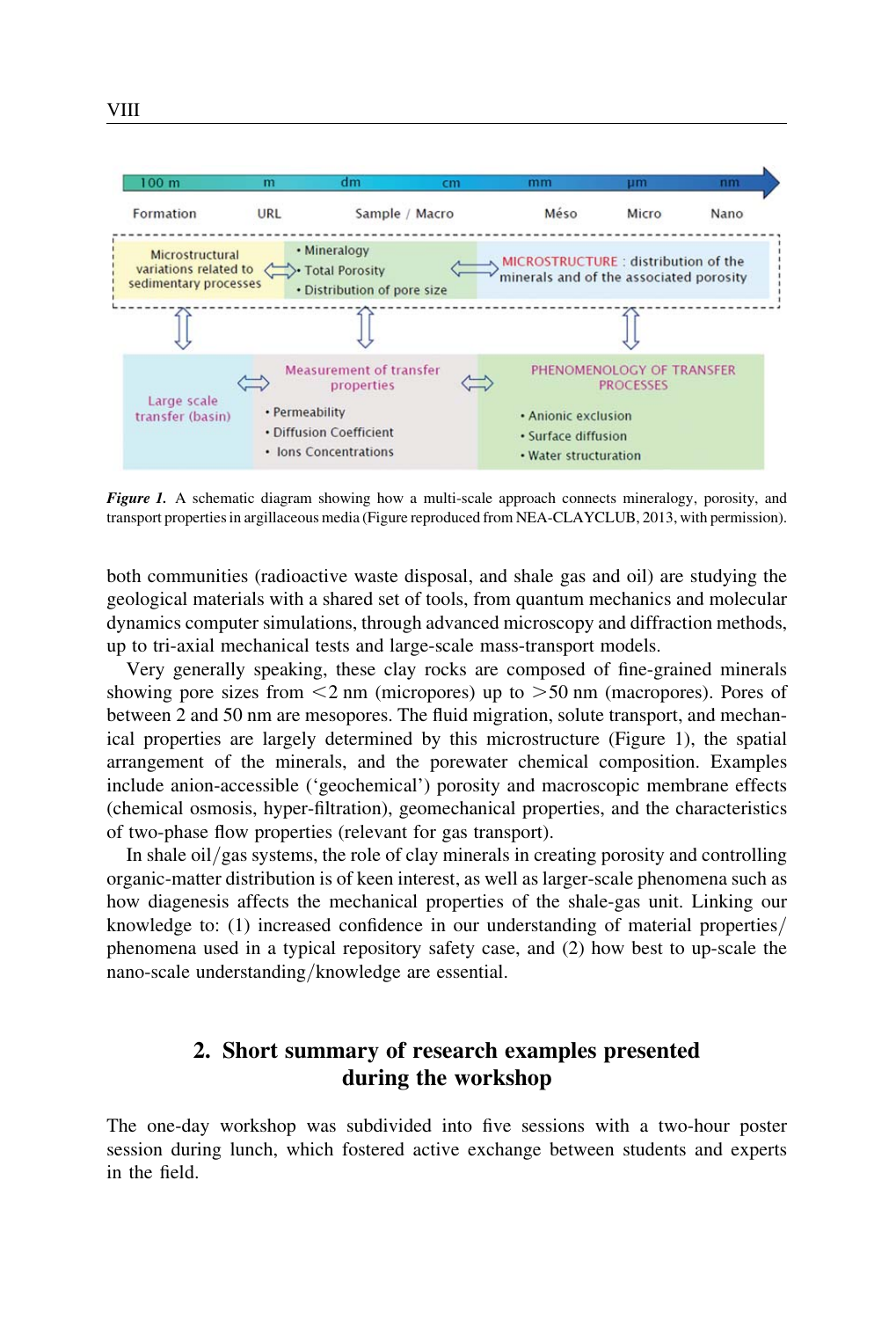Figure 1. A schematic diagram showing how a multi-scale approach connects mineralogy, porosity, and transport properties in argillaceous media (Figure reproduced from NEA-CLAYCLUB, 2013, with permission).

both communities (radioactive waste disposal, and shale gas and oil) are studying the geological materials with a shared set of tools, from quantum mechanics and molecular dynamics computer simulations, through advanced microscopy and diffraction methods, up to tri-axial mechanical tests and large-scale mass-transport models.

Very generally speaking, these clay rocks are composed of fine-grained minerals showing pore sizes from <2 nm (micropores) up to >50 nm (macropores). Pores of between 2 and 50 nm are mesopores. The fluid migration, solute transport, and mechanical properties are largely determined by this microstructure (Figure 1), the spatial arrangement of the minerals, and the porewater chemical composition. Examples include anion-accessible ('geochemical') porosity and macroscopic membrane effects (chemical osmosis, hyper-filtration), geomechanical properties, and the characteristics of two-phase flow properties (relevant for gas transport).

In shale oil/gas systems, the role of clay minerals in creating porosity and controlling organic-matter distribution is of keen interest, as well as larger-scale phenomena such as how diagenesis affects the mechanical properties of the shale-gas unit. Linking our knowledge to: (1) increased confidence in our understanding of material properties/phenomena used in a typical repository safety case, and (2) how best to up-scale the nano-scale understanding/knowledge are essential.

## 2. Short summary of research examples presented during the workshop

The one-day workshop was subdivided into five sessions with a two-hour poster session during lunch, which fostered active exchange between students and experts in the field.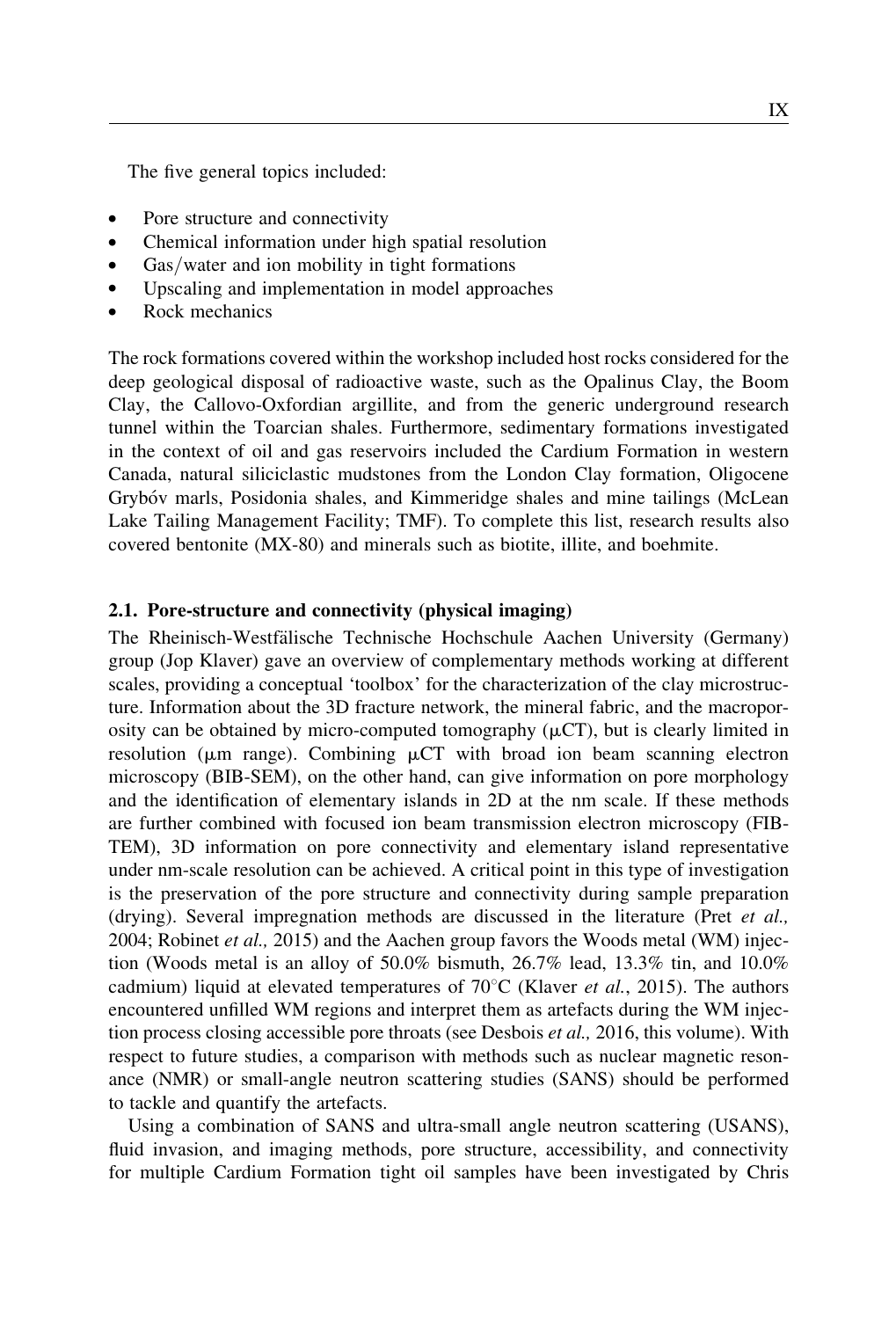The five general topics included:

- Pore structure and connectivity
- Chemical information under high spatial resolution
- Gas/water and ion mobility in tight formations
- Upscaling and implementation in model approaches
- Rock mechanics

The rock formations covered within the workshop included host rocks considered for the deep geological disposal of radioactive waste, such as the Opalinus Clay, the Boom Clay, the Callovo-Oxfordian argillite, and from the generic underground research tunnel within the Toarcian shales. Furthermore, sedimentary formations investigated in the context of oil and gas reservoirs included the Cardium Formation in western Canada, natural siliciclastic mudstones from the London Clay formation, Oligocene Grybów marls, Posidonia shales, and Kimmeridge shales and mine tailings (McLean Lake Tailing Management Facility; TMF). To complete this list, research results also covered bentonite (MX-80) and minerals such as biotite, illite, and boehmite.

### 2.1. Pore-structure and connectivity (physical imaging)

The Rheinisch-Westfälische Technische Hochschule Aachen University (Germany) group (Jop Klaver) gave an overview of complementary methods working at different scales, providing a conceptual 'toolbox' for the characterization of the clay microstructure. Information about the 3D fracture network, the mineral fabric, and the macroporosity can be obtained by micro-computed tomography (μCT), but is clearly limited in resolution (μm range). Combining μCT with broad ion beam scanning electron microscopy (BIB-SEM), on the other hand, can give information on pore morphology and the identification of elementary islands in 2D at the nm scale. If these methods are further combined with focused ion beam transmission electron microscopy (FIB-TEM), 3D information on pore connectivity and elementary island representative under nm-scale resolution can be achieved. A critical point in this type of investigation is the preservation of the pore structure and connectivity during sample preparation (drying). Several impregnation methods are discussed in the literature (Pret *et al.,* 2004; Robinet *et al.,* 2015) and the Aachen group favors the Woods metal (WM) injection (Woods metal is an alloy of 50.0% bismuth, 26.7% lead, 13.3% tin, and 10.0% cadmium) liquid at elevated temperatures of 70°C (Klaver *et al.*, 2015). The authors encountered unfilled WM regions and interpret them as artefacts during the WM injection process closing accessible pore throats (see Desbois *et al.,* 2016, this volume). With respect to future studies, a comparison with methods such as nuclear magnetic resonance (NMR) or small-angle neutron scattering studies (SANS) should be performed to tackle and quantify the artefacts.

Using a combination of SANS and ultra-small angle neutron scattering (USANS), fluid invasion, and imaging methods, pore structure, accessibility, and connectivity for multiple Cardium Formation tight oil samples have been investigated by Chris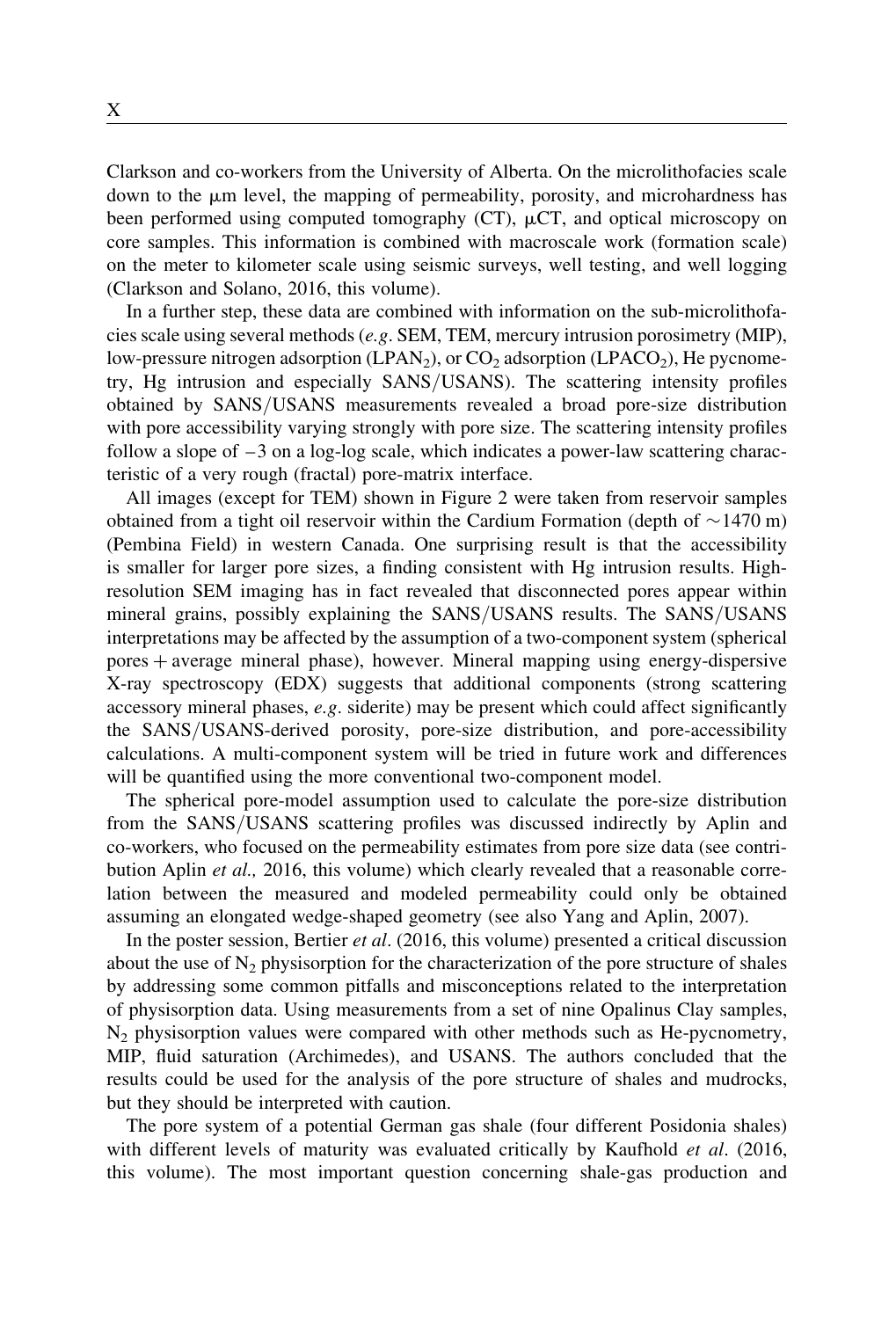Clarkson and co-workers from the University of Alberta. On the microlithofacies scale down to the μm level, the mapping of permeability, porosity, and microhardness has been performed using computed tomography (CT), μCT, and optical microscopy on core samples. This information is combined with macroscale work (formation scale) on the meter to kilometer scale using seismic surveys, well testing, and well logging (Clarkson and Solano, 2016, this volume).

In a further step, these data are combined with information on the sub-microlithofacies scale using several methods (*e.g.* SEM, TEM, mercury intrusion porosimetry (MIP), low-pressure nitrogen adsorption ($LPAN_2$), or $CO_2$ adsorption ($LPACO_2$), He pycnometry, Hg intrusion and especially SANS/USANS). The scattering intensity profiles obtained by SANS/USANS measurements revealed a broad pore-size distribution with pore accessibility varying strongly with pore size. The scattering intensity profiles follow a slope of −3 on a log-log scale, which indicates a power-law scattering characteristic of a very rough (fractal) pore-matrix interface.

All images (except for TEM) shown in Figure 2 were taken from reservoir samples obtained from a tight oil reservoir within the Cardium Formation (depth of ~1470 m) (Pembina Field) in western Canada. One surprising result is that the accessibility is smaller for larger pore sizes, a finding consistent with Hg intrusion results. High-resolution SEM imaging has in fact revealed that disconnected pores appear within mineral grains, possibly explaining the SANS/USANS results. The SANS/USANS interpretations may be affected by the assumption of a two-component system (spherical pores + average mineral phase), however. Mineral mapping using energy-dispersive X-ray spectroscopy (EDX) suggests that additional components (strong scattering accessory mineral phases, *e.g.* siderite) may be present which could affect significantly the SANS/USANS-derived porosity, pore-size distribution, and pore-accessibility calculations. A multi-component system will be tried in future work and differences will be quantified using the more conventional two-component model.

The spherical pore-model assumption used to calculate the pore-size distribution from the SANS/USANS scattering profiles was discussed indirectly by Aplin and co-workers, who focused on the permeability estimates from pore size data (see contribution Aplin *et al.,* 2016, this volume) which clearly revealed that a reasonable correlation between the measured and modeled permeability could only be obtained assuming an elongated wedge-shaped geometry (see also Yang and Aplin, 2007).

In the poster session, Bertier *et al*. (2016, this volume) presented a critical discussion about the use of $N_2$ physisorption for the characterization of the pore structure of shales by addressing some common pitfalls and misconceptions related to the interpretation of physisorption data. Using measurements from a set of nine Opalinus Clay samples, $N_2$ physisorption values were compared with other methods such as He-pycnometry, MIP, fluid saturation (Archimedes), and USANS. The authors concluded that the results could be used for the analysis of the pore structure of shales and mudrocks, but they should be interpreted with caution.

The pore system of a potential German gas shale (four different Posidonia shales) with different levels of maturity was evaluated critically by Kaufhold *et al*. (2016, this volume). The most important question concerning shale-gas production and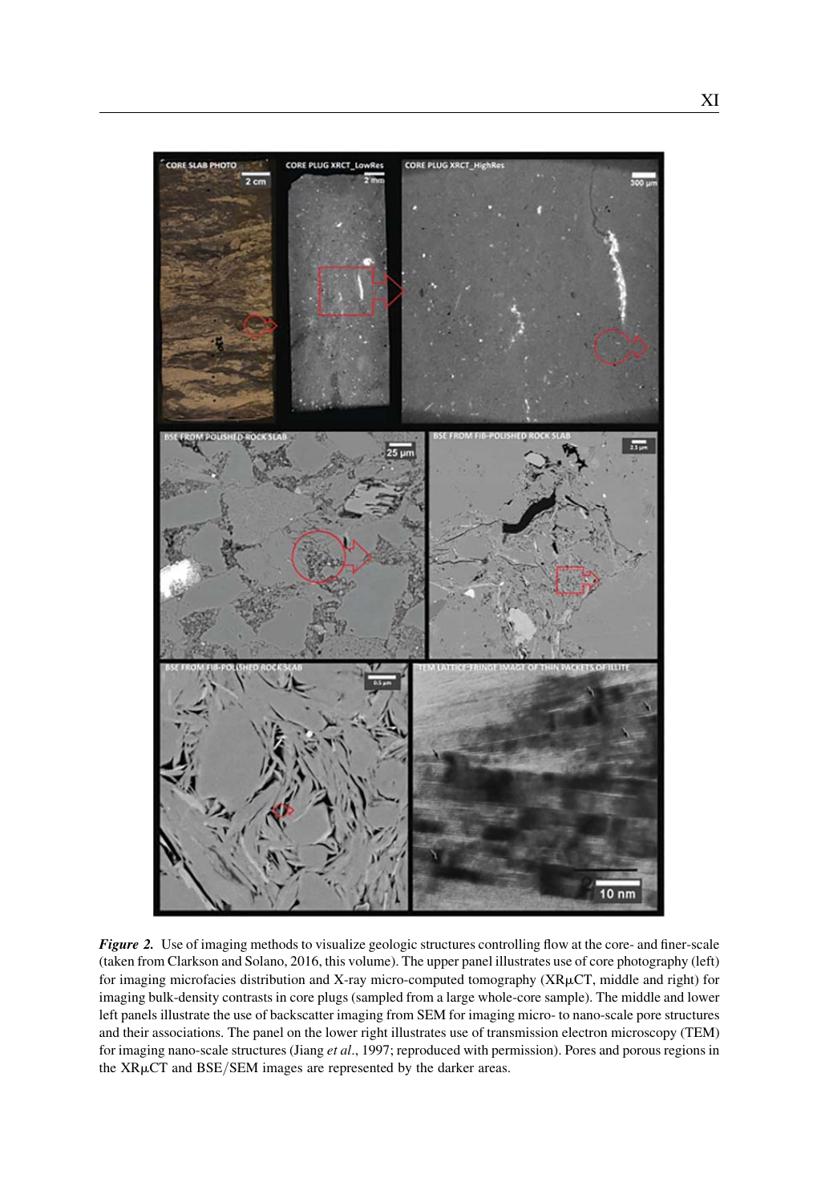***Figure 2.*** Use of imaging methods to visualize geologic structures controlling flow at the core- and finer-scale (taken from Clarkson and Solano, 2016, this volume). The upper panel illustrates use of core photography (left) for imaging microfacies distribution and X-ray micro-computed tomography (XRμCT, middle and right) for imaging bulk-density contrasts in core plugs (sampled from a large whole-core sample). The middle and lower left panels illustrate the use of backscatter imaging from SEM for imaging micro- to nano-scale pore structures and their associations. The panel on the lower right illustrates use of transmission electron microscopy (TEM) for imaging nano-scale structures (Jiang *et al*., 1997; reproduced with permission). Pores and porous regions in the XRμCT and BSE/SEM images are represented by the darker areas.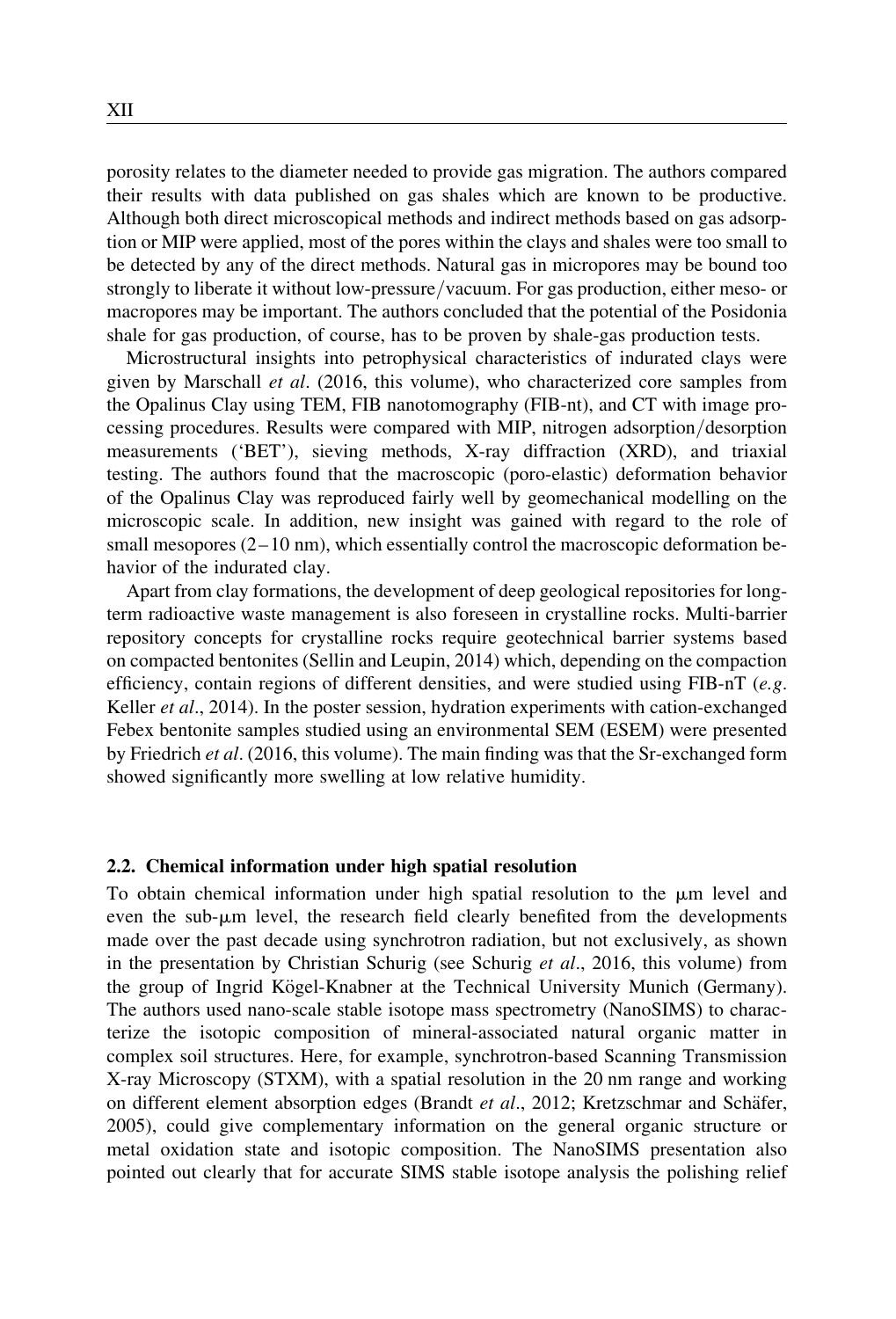porosity relates to the diameter needed to provide gas migration. The authors compared their results with data published on gas shales which are known to be productive. Although both direct microscopical methods and indirect methods based on gas adsorption or MIP were applied, most of the pores within the clays and shales were too small to be detected by any of the direct methods. Natural gas in micropores may be bound too strongly to liberate it without low-pressure/vacuum. For gas production, either meso- or macropores may be important. The authors concluded that the potential of the Posidonia shale for gas production, of course, has to be proven by shale-gas production tests.

Microstructural insights into petrophysical characteristics of indurated clays were given by Marschall *et al*. (2016, this volume), who characterized core samples from the Opalinus Clay using TEM, FIB nanotomography (FIB-nt), and CT with image processing procedures. Results were compared with MIP, nitrogen adsorption/desorption measurements ('BET'), sieving methods, X-ray diffraction (XRD), and triaxial testing. The authors found that the macroscopic (poro-elastic) deformation behavior of the Opalinus Clay was reproduced fairly well by geomechanical modelling on the microscopic scale. In addition, new insight was gained with regard to the role of small mesopores (2–10 nm), which essentially control the macroscopic deformation behavior of the indurated clay.

Apart from clay formations, the development of deep geological repositories for long-term radioactive waste management is also foreseen in crystalline rocks. Multi-barrier repository concepts for crystalline rocks require geotechnical barrier systems based on compacted bentonites (Sellin and Leupin, 2014) which, depending on the compaction efficiency, contain regions of different densities, and were studied using FIB-nT (*e.g*. Keller *et al*., 2014). In the poster session, hydration experiments with cation-exchanged Febex bentonite samples studied using an environmental SEM (ESEM) were presented by Friedrich *et al*. (2016, this volume). The main finding was that the Sr-exchanged form showed significantly more swelling at low relative humidity.

### 2.2. Chemical information under high spatial resolution

To obtain chemical information under high spatial resolution to the $\mu$m level and even the sub-$\mu$m level, the research field clearly benefited from the developments made over the past decade using synchrotron radiation, but not exclusively, as shown in the presentation by Christian Schurig (see Schurig *et al*., 2016, this volume) from the group of Ingrid Kögel-Knabner at the Technical University Munich (Germany). The authors used nano-scale stable isotope mass spectrometry (NanoSIMS) to characterize the isotopic composition of mineral-associated natural organic matter in complex soil structures. Here, for example, synchrotron-based Scanning Transmission X-ray Microscopy (STXM), with a spatial resolution in the 20 nm range and working on different element absorption edges (Brandt *et al*., 2012; Kretzschmar and Schäfer, 2005), could give complementary information on the general organic structure or metal oxidation state and isotopic composition. The NanoSIMS presentation also pointed out clearly that for accurate SIMS stable isotope analysis the polishing relief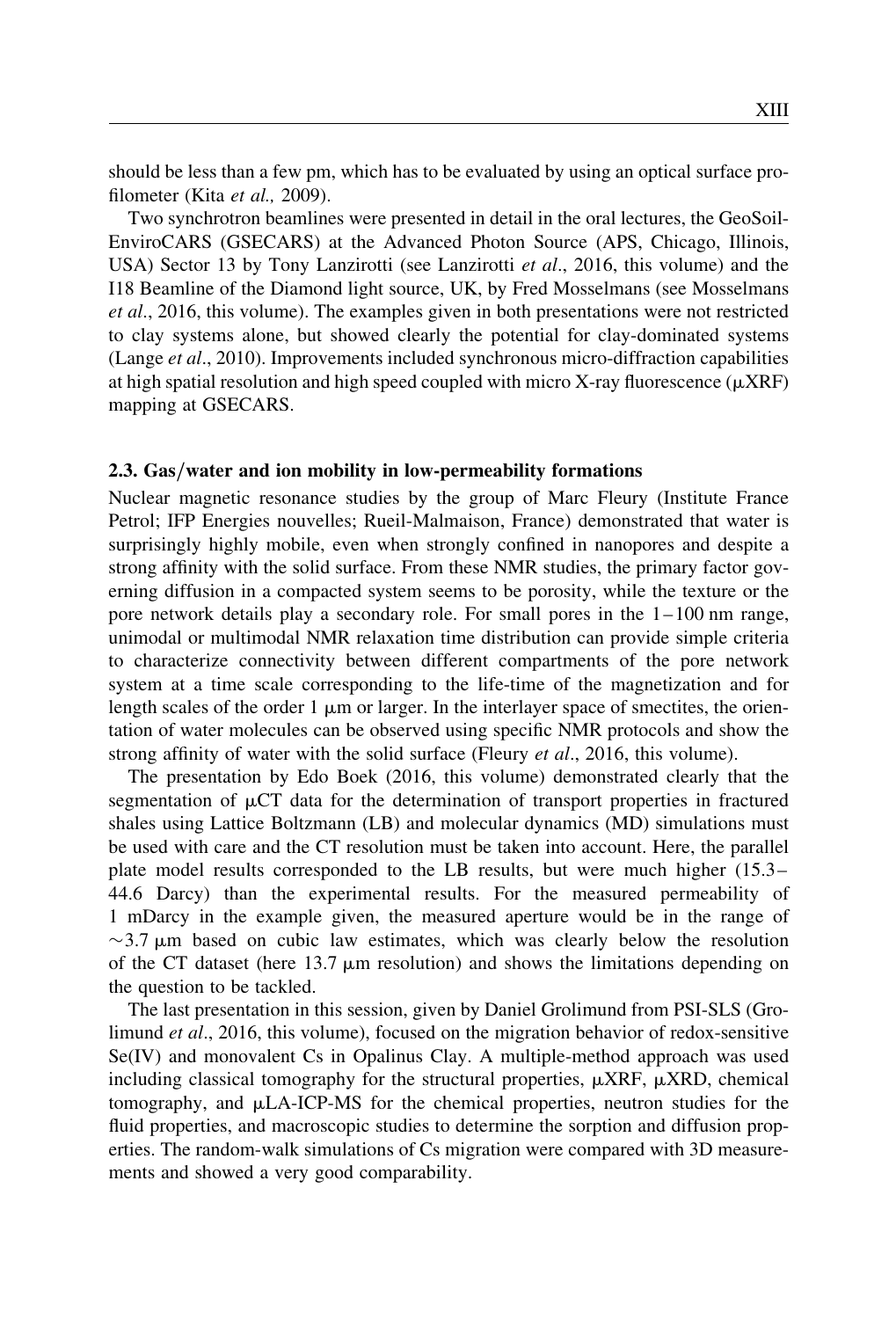should be less than a few pm, which has to be evaluated by using an optical surface profilometer (Kita *et al.,* 2009).

Two synchrotron beamlines were presented in detail in the oral lectures, the GeoSoilEnviroCARS (GSECARS) at the Advanced Photon Source (APS, Chicago, Illinois, USA) Sector 13 by Tony Lanzirotti (see Lanzirotti *et al*., 2016, this volume) and the I18 Beamline of the Diamond light source, UK, by Fred Mosselmans (see Mosselmans *et al*., 2016, this volume). The examples given in both presentations were not restricted to clay systems alone, but showed clearly the potential for clay-dominated systems (Lange *et al*., 2010). Improvements included synchronous micro-diffraction capabilities at high spatial resolution and high speed coupled with micro X-ray fluorescence (μXRF) mapping at GSECARS.

### 2.3. Gas/water and ion mobility in low-permeability formations

Nuclear magnetic resonance studies by the group of Marc Fleury (Institute France Petrol; IFP Energies nouvelles; Rueil-Malmaison, France) demonstrated that water is surprisingly highly mobile, even when strongly confined in nanopores and despite a strong affinity with the solid surface. From these NMR studies, the primary factor governing diffusion in a compacted system seems to be porosity, while the texture or the pore network details play a secondary role. For small pores in the 1–100 nm range, unimodal or multimodal NMR relaxation time distribution can provide simple criteria to characterize connectivity between different compartments of the pore network system at a time scale corresponding to the life-time of the magnetization and for length scales of the order 1 μm or larger. In the interlayer space of smectites, the orientation of water molecules can be observed using specific NMR protocols and show the strong affinity of water with the solid surface (Fleury *et al*., 2016, this volume).

The presentation by Edo Boek (2016, this volume) demonstrated clearly that the segmentation of μCT data for the determination of transport properties in fractured shales using Lattice Boltzmann (LB) and molecular dynamics (MD) simulations must be used with care and the CT resolution must be taken into account. Here, the parallel plate model results corresponded to the LB results, but were much higher (15.3–44.6 Darcy) than the experimental results. For the measured permeability of 1 mDarcy in the example given, the measured aperture would be in the range of ~3.7 μm based on cubic law estimates, which was clearly below the resolution of the CT dataset (here 13.7 μm resolution) and shows the limitations depending on the question to be tackled.

The last presentation in this session, given by Daniel Grolimund from PSI-SLS (Grolimund *et al*., 2016, this volume), focused on the migration behavior of redox-sensitive Se(IV) and monovalent Cs in Opalinus Clay. A multiple-method approach was used including classical tomography for the structural properties, μXRF, μXRD, chemical tomography, and μLA-ICP-MS for the chemical properties, neutron studies for the fluid properties, and macroscopic studies to determine the sorption and diffusion properties. The random-walk simulations of Cs migration were compared with 3D measurements and showed a very good comparability.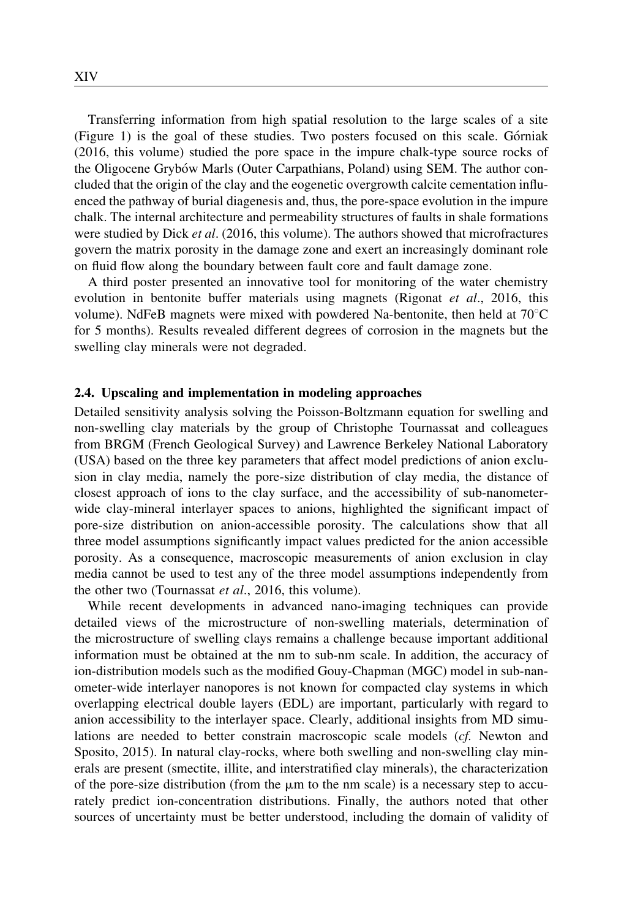Transferring information from high spatial resolution to the large scales of a site (Figure 1) is the goal of these studies. Two posters focused on this scale. Górniak (2016, this volume) studied the pore space in the impure chalk-type source rocks of the Oligocene Grybów Marls (Outer Carpathians, Poland) using SEM. The author concluded that the origin of the clay and the eogenetic overgrowth calcite cementation influenced the pathway of burial diagenesis and, thus, the pore-space evolution in the impure chalk. The internal architecture and permeability structures of faults in shale formations were studied by Dick *et al*. (2016, this volume). The authors showed that microfractures govern the matrix porosity in the damage zone and exert an increasingly dominant role on fluid flow along the boundary between fault core and fault damage zone.

A third poster presented an innovative tool for monitoring of the water chemistry evolution in bentonite buffer materials using magnets (Rigonat *et al*., 2016, this volume). NdFeB magnets were mixed with powdered Na-bentonite, then held at 70°C for 5 months). Results revealed different degrees of corrosion in the magnets but the swelling clay minerals were not degraded.

### 2.4. Upscaling and implementation in modeling approaches

Detailed sensitivity analysis solving the Poisson-Boltzmann equation for swelling and non-swelling clay materials by the group of Christophe Tournassat and colleagues from BRGM (French Geological Survey) and Lawrence Berkeley National Laboratory (USA) based on the three key parameters that affect model predictions of anion exclusion in clay media, namely the pore-size distribution of clay media, the distance of closest approach of ions to the clay surface, and the accessibility of sub-nanometer-wide clay-mineral interlayer spaces to anions, highlighted the significant impact of pore-size distribution on anion-accessible porosity. The calculations show that all three model assumptions significantly impact values predicted for the anion accessible porosity. As a consequence, macroscopic measurements of anion exclusion in clay media cannot be used to test any of the three model assumptions independently from the other two (Tournassat *et al*., 2016, this volume).

While recent developments in advanced nano-imaging techniques can provide detailed views of the microstructure of non-swelling materials, determination of the microstructure of swelling clays remains a challenge because important additional information must be obtained at the nm to sub-nm scale. In addition, the accuracy of ion-distribution models such as the modified Gouy-Chapman (MGC) model in sub-nanometer-wide interlayer nanopores is not known for compacted clay systems in which overlapping electrical double layers (EDL) are important, particularly with regard to anion accessibility to the interlayer space. Clearly, additional insights from MD simulations are needed to better constrain macroscopic scale models (*cf.* Newton and Sposito, 2015). In natural clay-rocks, where both swelling and non-swelling clay minerals are present (smectite, illite, and interstratified clay minerals), the characterization of the pore-size distribution (from the μm to the nm scale) is a necessary step to accurately predict ion-concentration distributions. Finally, the authors noted that other sources of uncertainty must be better understood, including the domain of validity of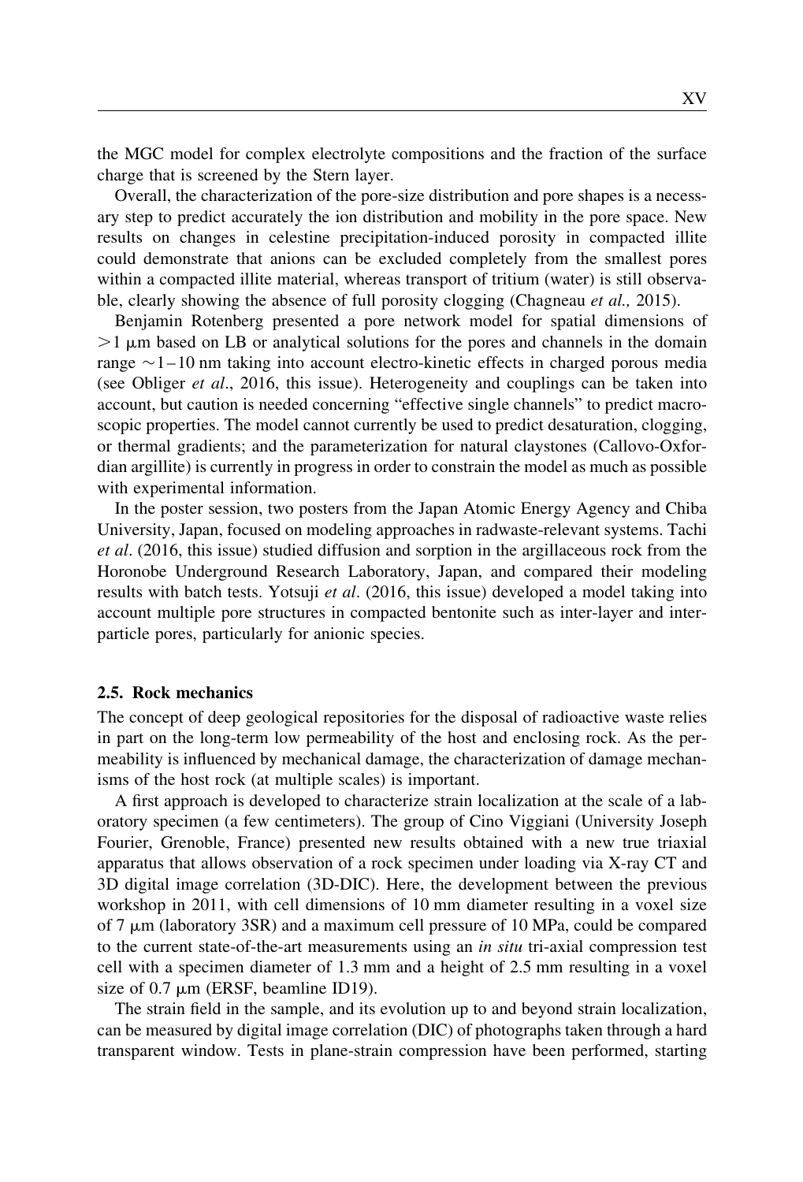the MGC model for complex electrolyte compositions and the fraction of the surface charge that is screened by the Stern layer.

Overall, the characterization of the pore-size distribution and pore shapes is a necessary step to predict accurately the ion distribution and mobility in the pore space. New results on changes in celestine precipitation-induced porosity in compacted illite could demonstrate that anions can be excluded completely from the smallest pores within a compacted illite material, whereas transport of tritium (water) is still observable, clearly showing the absence of full porosity clogging (Chagneau *et al.,* 2015).

Benjamin Rotenberg presented a pore network model for spatial dimensions of $>1$ μm based on LB or analytical solutions for the pores and channels in the domain range $\sim 1-10$ nm taking into account electro-kinetic effects in charged porous media (see Obliger *et al*., 2016, this issue). Heterogeneity and couplings can be taken into account, but caution is needed concerning "effective single channels" to predict macroscopic properties. The model cannot currently be used to predict desaturation, clogging, or thermal gradients; and the parameterization for natural claystones (Callovo-Oxfordian argillite) is currently in progress in order to constrain the model as much as possible with experimental information.

In the poster session, two posters from the Japan Atomic Energy Agency and Chiba University, Japan, focused on modeling approaches in radwaste-relevant systems. Tachi *et al*. (2016, this issue) studied diffusion and sorption in the argillaceous rock from the Horonobe Underground Research Laboratory, Japan, and compared their modeling results with batch tests. Yotsuji *et al*. (2016, this issue) developed a model taking into account multiple pore structures in compacted bentonite such as inter-layer and inter-particle pores, particularly for anionic species.

### 2.5. Rock mechanics

The concept of deep geological repositories for the disposal of radioactive waste relies in part on the long-term low permeability of the host and enclosing rock. As the permeability is influenced by mechanical damage, the characterization of damage mechanisms of the host rock (at multiple scales) is important.

A first approach is developed to characterize strain localization at the scale of a laboratory specimen (a few centimeters). The group of Cino Viggiani (University Joseph Fourier, Grenoble, France) presented new results obtained with a new true triaxial apparatus that allows observation of a rock specimen under loading via X-ray CT and 3D digital image correlation (3D-DIC). Here, the development between the previous workshop in 2011, with cell dimensions of 10 mm diameter resulting in a voxel size of 7 μm (laboratory 3SR) and a maximum cell pressure of 10 MPa, could be compared to the current state-of-the-art measurements using an *in situ* tri-axial compression test cell with a specimen diameter of 1.3 mm and a height of 2.5 mm resulting in a voxel size of 0.7 μm (ERSF, beamline ID19).

The strain field in the sample, and its evolution up to and beyond strain localization, can be measured by digital image correlation (DIC) of photographs taken through a hard transparent window. Tests in plane-strain compression have been performed, starting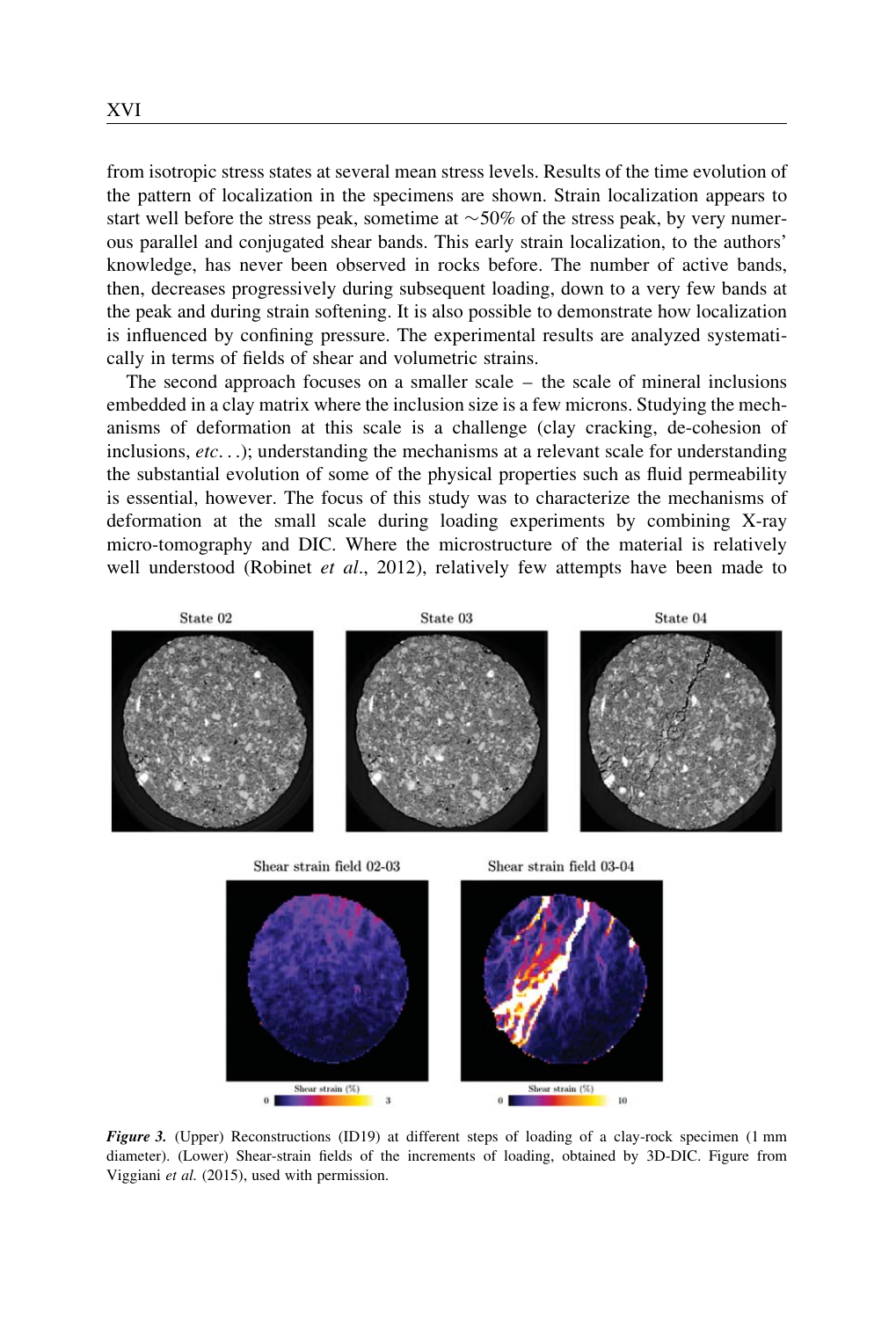from isotropic stress states at several mean stress levels. Results of the time evolution of the pattern of localization in the specimens are shown. Strain localization appears to start well before the stress peak, sometime at ~50% of the stress peak, by very numerous parallel and conjugated shear bands. This early strain localization, to the authors' knowledge, has never been observed in rocks before. The number of active bands, then, decreases progressively during subsequent loading, down to a very few bands at the peak and during strain softening. It is also possible to demonstrate how localization is influenced by confining pressure. The experimental results are analyzed systematically in terms of fields of shear and volumetric strains.

The second approach focuses on a smaller scale – the scale of mineral inclusions embedded in a clay matrix where the inclusion size is a few microns. Studying the mechanisms of deformation at this scale is a challenge (clay cracking, de-cohesion of inclusions, *etc*...); understanding the mechanisms at a relevant scale for understanding the substantial evolution of some of the physical properties such as fluid permeability is essential, however. The focus of this study was to characterize the mechanisms of deformation at the small scale during loading experiments by combining X-ray micro-tomography and DIC. Where the microstructure of the material is relatively well understood (Robinet *et al*., 2012), relatively few attempts have been made to

***Figure 3.*** (Upper) Reconstructions (ID19) at different steps of loading of a clay-rock specimen (1 mm diameter). (Lower) Shear-strain fields of the increments of loading, obtained by 3D-DIC. Figure from Viggiani *et al.* (2015), used with permission.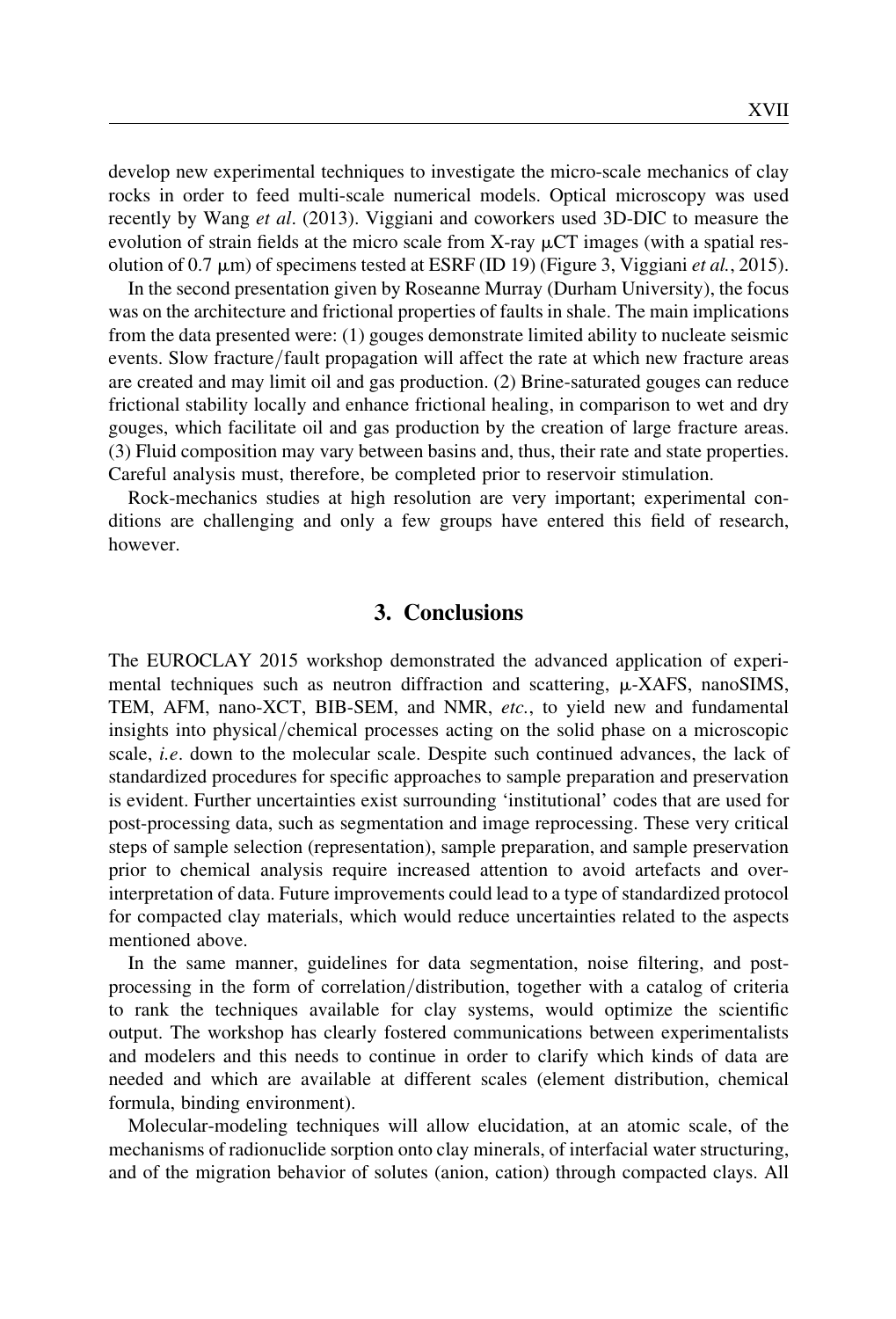develop new experimental techniques to investigate the micro-scale mechanics of clay rocks in order to feed multi-scale numerical models. Optical microscopy was used recently by Wang *et al*. (2013). Viggiani and coworkers used 3D-DIC to measure the evolution of strain fields at the micro scale from X-ray μCT images (with a spatial resolution of 0.7 μm) of specimens tested at ESRF (ID 19) (Figure 3, Viggiani *et al.*, 2015).

In the second presentation given by Roseanne Murray (Durham University), the focus was on the architecture and frictional properties of faults in shale. The main implications from the data presented were: (1) gouges demonstrate limited ability to nucleate seismic events. Slow fracture/fault propagation will affect the rate at which new fracture areas are created and may limit oil and gas production. (2) Brine-saturated gouges can reduce frictional stability locally and enhance frictional healing, in comparison to wet and dry gouges, which facilitate oil and gas production by the creation of large fracture areas. (3) Fluid composition may vary between basins and, thus, their rate and state properties. Careful analysis must, therefore, be completed prior to reservoir stimulation.

Rock-mechanics studies at high resolution are very important; experimental conditions are challenging and only a few groups have entered this field of research, however.

## 3. Conclusions

The EUROCLAY 2015 workshop demonstrated the advanced application of experimental techniques such as neutron diffraction and scattering, μ-XAFS, nanoSIMS, TEM, AFM, nano-XCT, BIB-SEM, and NMR, *etc.*, to yield new and fundamental insights into physical/chemical processes acting on the solid phase on a microscopic scale, *i.e*. down to the molecular scale. Despite such continued advances, the lack of standardized procedures for specific approaches to sample preparation and preservation is evident. Further uncertainties exist surrounding 'institutional' codes that are used for post-processing data, such as segmentation and image reprocessing. These very critical steps of sample selection (representation), sample preparation, and sample preservation prior to chemical analysis require increased attention to avoid artefacts and over-interpretation of data. Future improvements could lead to a type of standardized protocol for compacted clay materials, which would reduce uncertainties related to the aspects mentioned above.

In the same manner, guidelines for data segmentation, noise filtering, and post-processing in the form of correlation/distribution, together with a catalog of criteria to rank the techniques available for clay systems, would optimize the scientific output. The workshop has clearly fostered communications between experimentalists and modelers and this needs to continue in order to clarify which kinds of data are needed and which are available at different scales (element distribution, chemical formula, binding environment).

Molecular-modeling techniques will allow elucidation, at an atomic scale, of the mechanisms of radionuclide sorption onto clay minerals, of interfacial water structuring, and of the migration behavior of solutes (anion, cation) through compacted clays. All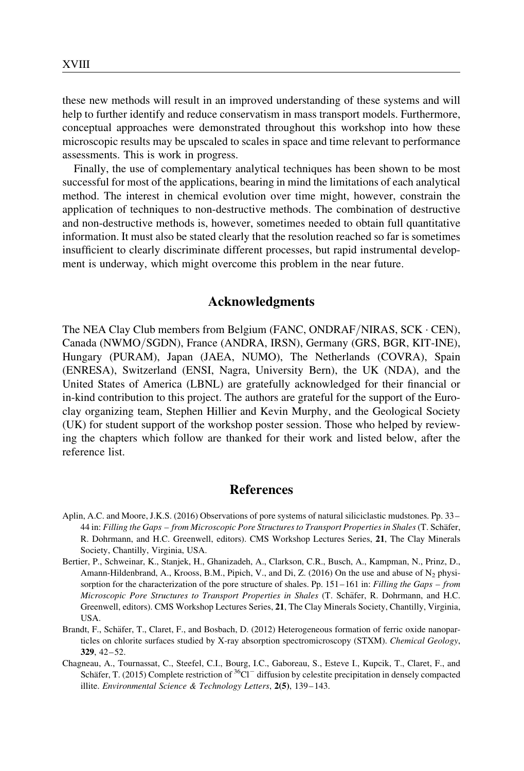these new methods will result in an improved understanding of these systems and will help to further identify and reduce conservatism in mass transport models. Furthermore, conceptual approaches were demonstrated throughout this workshop into how these microscopic results may be upscaled to scales in space and time relevant to performance assessments. This is work in progress.

Finally, the use of complementary analytical techniques has been shown to be most successful for most of the applications, bearing in mind the limitations of each analytical method. The interest in chemical evolution over time might, however, constrain the application of techniques to non-destructive methods. The combination of destructive and non-destructive methods is, however, sometimes needed to obtain full quantitative information. It must also be stated clearly that the resolution reached so far is sometimes insufficient to clearly discriminate different processes, but rapid instrumental development is underway, which might overcome this problem in the near future.

## Acknowledgments

The NEA Clay Club members from Belgium (FANC, ONDRAF/NIRAS, SCK · CEN), Canada (NWMO/SGDN), France (ANDRA, IRSN), Germany (GRS, BGR, KIT-INE), Hungary (PURAM), Japan (JAEA, NUMO), The Netherlands (COVRA), Spain (ENRESA), Switzerland (ENSI, Nagra, University Bern), the UK (NDA), and the United States of America (LBNL) are gratefully acknowledged for their financial or in-kind contribution to this project. The authors are grateful for the support of the Euroclay organizing team, Stephen Hillier and Kevin Murphy, and the Geological Society (UK) for student support of the workshop poster session. Those who helped by reviewing the chapters which follow are thanked for their work and listed below, after the reference list.

## References

Aplin, A.C. and Moore, J.K.S. (2016) Observations of pore systems of natural siliciclastic mudstones. Pp. 33–44 in: *Filling the Gaps – from Microscopic Pore Structures to Transport Properties in Shales* (T. Schäfer, R. Dohrmann, and H.C. Greenwell, editors). CMS Workshop Lectures Series, **21**, The Clay Minerals Society, Chantilly, Virginia, USA.

Bertier, P., Schweinar, K., Stanjek, H., Ghanizadeh, A., Clarkson, C.R., Busch, A., Kampman, N., Prinz, D., Amann-Hildenbrand, A., Krooss, B.M., Pipich, V., and Di, Z. (2016) On the use and abuse of $N_2$ physisorption for the characterization of the pore structure of shales. Pp. 151–161 in: *Filling the Gaps – from Microscopic Pore Structures to Transport Properties in Shales* (T. Schäfer, R. Dohrmann, and H.C. Greenwell, editors). CMS Workshop Lectures Series, **21**, The Clay Minerals Society, Chantilly, Virginia, USA.

Brandt, F., Schäfer, T., Claret, F., and Bosbach, D. (2012) Heterogeneous formation of ferric oxide nanoparticles on chlorite surfaces studied by X-ray absorption spectromicroscopy (STXM). *Chemical Geology*, **329**, 42–52.

Chagneau, A., Tournassat, C., Steefel, C.I., Bourg, I.C., Gaboreau, S., Esteve I., Kupcik, T., Claret, F., and Schäfer, T. (2015) Complete restriction of $^{36}Cl^-$ diffusion by celestite precipitation in densely compacted illite. *Environmental Science & Technology Letters*, **2(5)**, 139–143.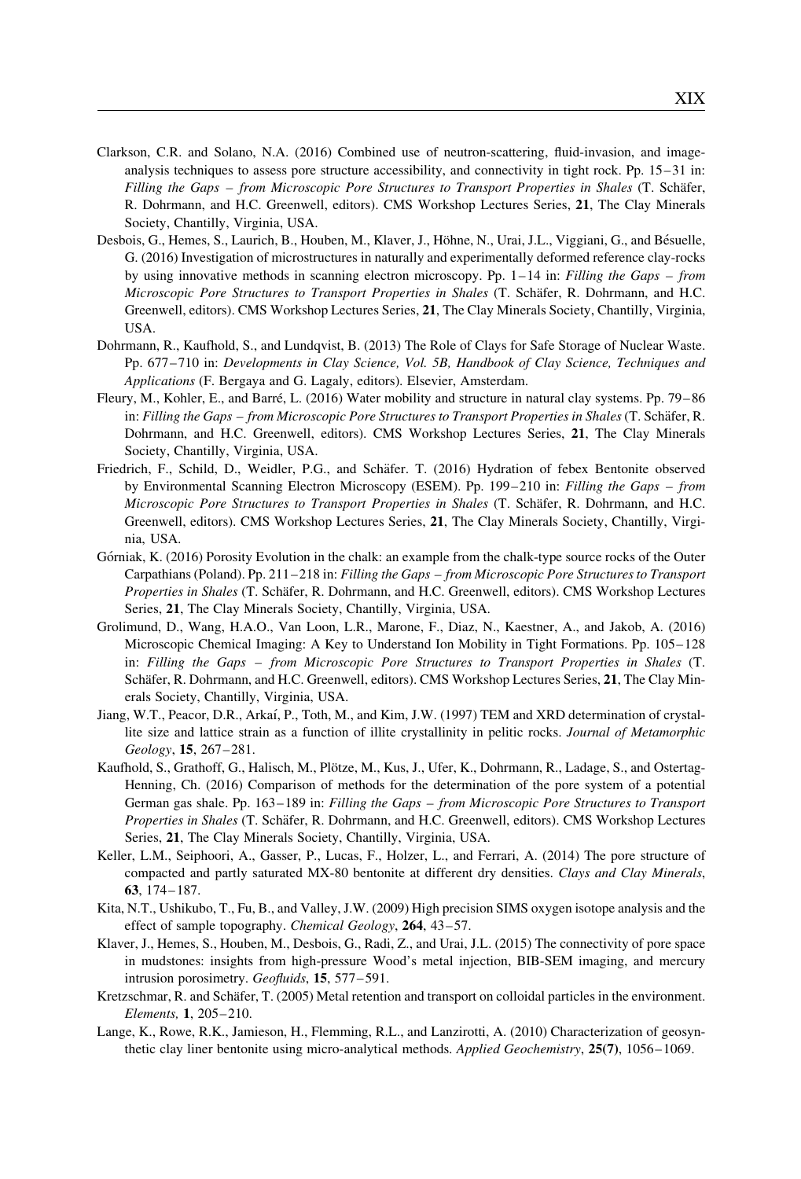Clarkson, C.R. and Solano, N.A. (2016) Combined use of neutron-scattering, fluid-invasion, and image-analysis techniques to assess pore structure accessibility, and connectivity in tight rock. Pp. 15–31 in: *Filling the Gaps – from Microscopic Pore Structures to Transport Properties in Shales* (T. Schäfer, R. Dohrmann, and H.C. Greenwell, editors). CMS Workshop Lectures Series, **21**, The Clay Minerals Society, Chantilly, Virginia, USA.

Desbois, G., Hemes, S., Laurich, B., Houben, M., Klaver, J., Höhne, N., Urai, J.L., Viggiani, G., and Bésuelle, G. (2016) Investigation of microstructures in naturally and experimentally deformed reference clay-rocks by using innovative methods in scanning electron microscopy. Pp. 1–14 in: *Filling the Gaps – from Microscopic Pore Structures to Transport Properties in Shales* (T. Schäfer, R. Dohrmann, and H.C. Greenwell, editors). CMS Workshop Lectures Series, **21**, The Clay Minerals Society, Chantilly, Virginia, USA.

Dohrmann, R., Kaufhold, S., and Lundqvist, B. (2013) The Role of Clays for Safe Storage of Nuclear Waste. Pp. 677–710 in: *Developments in Clay Science, Vol. 5B, Handbook of Clay Science, Techniques and Applications* (F. Bergaya and G. Lagaly, editors). Elsevier, Amsterdam.

Fleury, M., Kohler, E., and Barré, L. (2016) Water mobility and structure in natural clay systems. Pp. 79–86 in: *Filling the Gaps – from Microscopic Pore Structures to Transport Properties in Shales* (T. Schäfer, R. Dohrmann, and H.C. Greenwell, editors). CMS Workshop Lectures Series, **21**, The Clay Minerals Society, Chantilly, Virginia, USA.

Friedrich, F., Schild, D., Weidler, P.G., and Schäfer. T. (2016) Hydration of febex Bentonite observed by Environmental Scanning Electron Microscopy (ESEM). Pp. 199–210 in: *Filling the Gaps – from Microscopic Pore Structures to Transport Properties in Shales* (T. Schäfer, R. Dohrmann, and H.C. Greenwell, editors). CMS Workshop Lectures Series, **21**, The Clay Minerals Society, Chantilly, Virginia, USA.

Górniak, K. (2016) Porosity Evolution in the chalk: an example from the chalk-type source rocks of the Outer Carpathians (Poland). Pp. 211–218 in: *Filling the Gaps – from Microscopic Pore Structures to Transport Properties in Shales* (T. Schäfer, R. Dohrmann, and H.C. Greenwell, editors). CMS Workshop Lectures Series, **21**, The Clay Minerals Society, Chantilly, Virginia, USA.

Grolimund, D., Wang, H.A.O., Van Loon, L.R., Marone, F., Diaz, N., Kaestner, A., and Jakob, A. (2016) Microscopic Chemical Imaging: A Key to Understand Ion Mobility in Tight Formations. Pp. 105–128 in: *Filling the Gaps – from Microscopic Pore Structures to Transport Properties in Shales* (T. Schäfer, R. Dohrmann, and H.C. Greenwell, editors). CMS Workshop Lectures Series, **21**, The Clay Minerals Society, Chantilly, Virginia, USA.

Jiang, W.T., Peacor, D.R., Arkaí, P., Toth, M., and Kim, J.W. (1997) TEM and XRD determination of crystallite size and lattice strain as a function of illite crystallinity in pelitic rocks. *Journal of Metamorphic Geology*, **15**, 267–281.

Kaufhold, S., Grathoff, G., Halisch, M., Plötze, M., Kus, J., Ufer, K., Dohrmann, R., Ladage, S., and Ostertag-Henning, Ch. (2016) Comparison of methods for the determination of the pore system of a potential German gas shale. Pp. 163–189 in: *Filling the Gaps – from Microscopic Pore Structures to Transport Properties in Shales* (T. Schäfer, R. Dohrmann, and H.C. Greenwell, editors). CMS Workshop Lectures Series, **21**, The Clay Minerals Society, Chantilly, Virginia, USA.

Keller, L.M., Seiphoori, A., Gasser, P., Lucas, F., Holzer, L., and Ferrari, A. (2014) The pore structure of compacted and partly saturated MX-80 bentonite at different dry densities. *Clays and Clay Minerals*, **63**, 174–187.

Kita, N.T., Ushikubo, T., Fu, B., and Valley, J.W. (2009) High precision SIMS oxygen isotope analysis and the effect of sample topography. *Chemical Geology*, **264**, 43–57.

Klaver, J., Hemes, S., Houben, M., Desbois, G., Radi, Z., and Urai, J.L. (2015) The connectivity of pore space in mudstones: insights from high-pressure Wood's metal injection, BIB-SEM imaging, and mercury intrusion porosimetry. *Geofluids*, **15**, 577–591.

Kretzschmar, R. and Schäfer, T. (2005) Metal retention and transport on colloidal particles in the environment. *Elements,* **1**, 205–210.

Lange, K., Rowe, R.K., Jamieson, H., Flemming, R.L., and Lanzirotti, A. (2010) Characterization of geosynthetic clay liner bentonite using micro-analytical methods. *Applied Geochemistry*, **25(7)**, 1056–1069.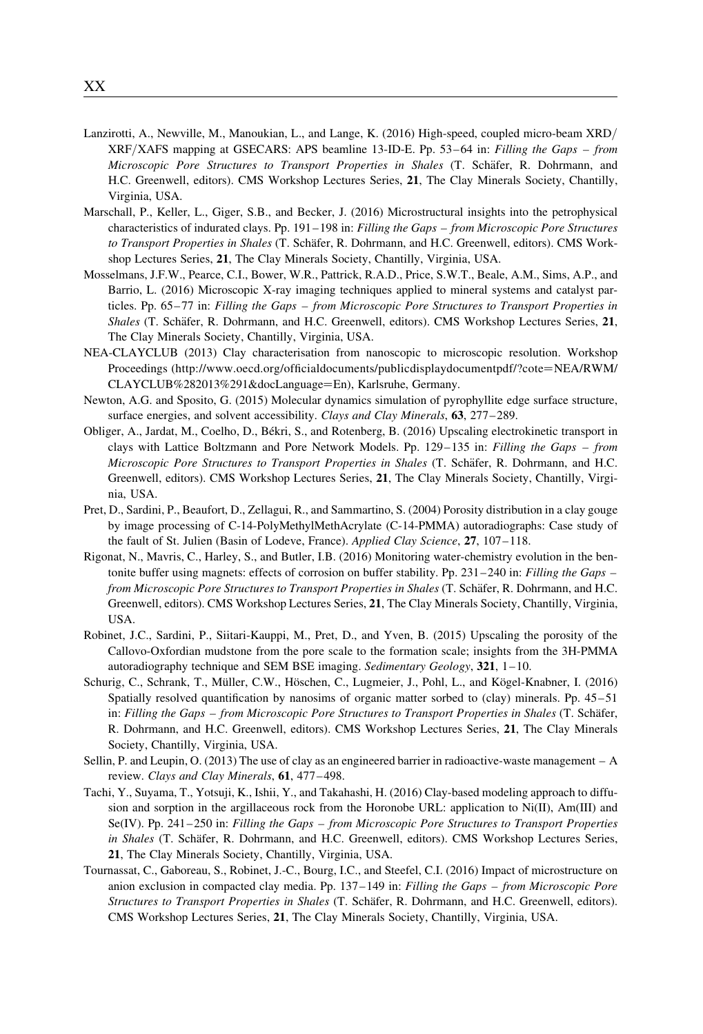Lanzirotti, A., Newville, M., Manoukian, L., and Lange, K. (2016) High-speed, coupled micro-beam XRD/XRF/XAFS mapping at GSECARS: APS beamline 13-ID-E. Pp. 53–64 in: *Filling the Gaps – from Microscopic Pore Structures to Transport Properties in Shales* (T. Schäfer, R. Dohrmann, and H.C. Greenwell, editors). CMS Workshop Lectures Series, **21**, The Clay Minerals Society, Chantilly, Virginia, USA.

Marschall, P., Keller, L., Giger, S.B., and Becker, J. (2016) Microstructural insights into the petrophysical characteristics of indurated clays. Pp. 191–198 in: *Filling the Gaps – from Microscopic Pore Structures to Transport Properties in Shales* (T. Schäfer, R. Dohrmann, and H.C. Greenwell, editors). CMS Workshop Lectures Series, **21**, The Clay Minerals Society, Chantilly, Virginia, USA.

Mosselmans, J.F.W., Pearce, C.I., Bower, W.R., Pattrick, R.A.D., Price, S.W.T., Beale, A.M., Sims, A.P., and Barrio, L. (2016) Microscopic X-ray imaging techniques applied to mineral systems and catalyst particles. Pp. 65–77 in: *Filling the Gaps – from Microscopic Pore Structures to Transport Properties in Shales* (T. Schäfer, R. Dohrmann, and H.C. Greenwell, editors). CMS Workshop Lectures Series, **21**, The Clay Minerals Society, Chantilly, Virginia, USA.

NEA-CLAYCLUB (2013) Clay characterisation from nanoscopic to microscopic resolution. Workshop Proceedings (http://www.oecd.org/officialdocuments/publicdisplaydocumentpdf/?cote=NEA/RWM/CLAYCLUB%282013%291&docLanguage=En), Karlsruhe, Germany.

Newton, A.G. and Sposito, G. (2015) Molecular dynamics simulation of pyrophyllite edge surface structure, surface energies, and solvent accessibility. *Clays and Clay Minerals*, **63**, 277–289.

Obliger, A., Jardat, M., Coelho, D., Békri, S., and Rotenberg, B. (2016) Upscaling electrokinetic transport in clays with Lattice Boltzmann and Pore Network Models. Pp. 129–135 in: *Filling the Gaps – from Microscopic Pore Structures to Transport Properties in Shales* (T. Schäfer, R. Dohrmann, and H.C. Greenwell, editors). CMS Workshop Lectures Series, **21**, The Clay Minerals Society, Chantilly, Virginia, USA.

Pret, D., Sardini, P., Beaufort, D., Zellagui, R., and Sammartino, S. (2004) Porosity distribution in a clay gouge by image processing of C-14-PolyMethylMethAcrylate (C-14-PMMA) autoradiographs: Case study of the fault of St. Julien (Basin of Lodeve, France). *Applied Clay Science*, **27**, 107–118.

Rigonat, N., Mavris, C., Harley, S., and Butler, I.B. (2016) Monitoring water-chemistry evolution in the bentonite buffer using magnets: effects of corrosion on buffer stability. Pp. 231–240 in: *Filling the Gaps – from Microscopic Pore Structures to Transport Properties in Shales* (T. Schäfer, R. Dohrmann, and H.C. Greenwell, editors). CMS Workshop Lectures Series, **21**, The Clay Minerals Society, Chantilly, Virginia, USA.

Robinet, J.C., Sardini, P., Siitari-Kauppi, M., Pret, D., and Yven, B. (2015) Upscaling the porosity of the Callovo-Oxfordian mudstone from the pore scale to the formation scale; insights from the 3H-PMMA autoradiography technique and SEM BSE imaging. *Sedimentary Geology*, **321**, 1–10.

Schurig, C., Schrank, T., Müller, C.W., Höschen, C., Lugmeier, J., Pohl, L., and Kögel-Knabner, I. (2016) Spatially resolved quantification by nanosims of organic matter sorbed to (clay) minerals. Pp. 45–51 in: *Filling the Gaps – from Microscopic Pore Structures to Transport Properties in Shales* (T. Schäfer, R. Dohrmann, and H.C. Greenwell, editors). CMS Workshop Lectures Series, **21**, The Clay Minerals Society, Chantilly, Virginia, USA.

Sellin, P. and Leupin, O. (2013) The use of clay as an engineered barrier in radioactive-waste management – A review. *Clays and Clay Minerals*, **61**, 477–498.

Tachi, Y., Suyama, T., Yotsuji, K., Ishii, Y., and Takahashi, H. (2016) Clay-based modeling approach to diffusion and sorption in the argillaceous rock from the Horonobe URL: application to Ni(II), Am(III) and Se(IV). Pp. 241–250 in: *Filling the Gaps – from Microscopic Pore Structures to Transport Properties in Shales* (T. Schäfer, R. Dohrmann, and H.C. Greenwell, editors). CMS Workshop Lectures Series, **21**, The Clay Minerals Society, Chantilly, Virginia, USA.

Tournassat, C., Gaboreau, S., Robinet, J.-C., Bourg, I.C., and Steefel, C.I. (2016) Impact of microstructure on anion exclusion in compacted clay media. Pp. 137–149 in: *Filling the Gaps – from Microscopic Pore Structures to Transport Properties in Shales* (T. Schäfer, R. Dohrmann, and H.C. Greenwell, editors). CMS Workshop Lectures Series, **21**, The Clay Minerals Society, Chantilly, Virginia, USA.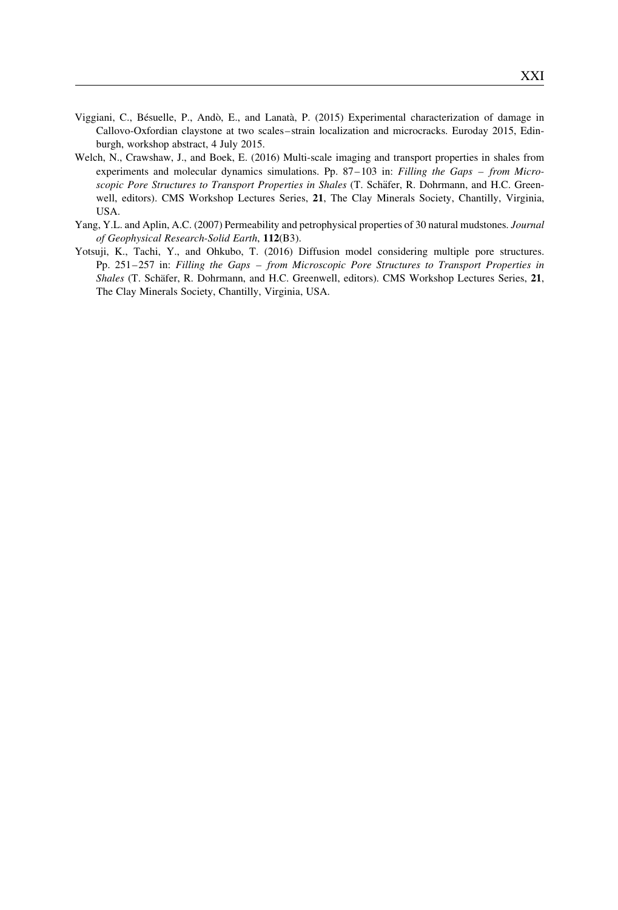Viggiani, C., Bésuelle, P., Andò, E., and Lanatà, P. (2015) Experimental characterization of damage in Callovo-Oxfordian claystone at two scales–strain localization and microcracks. Euroday 2015, Edinburgh, workshop abstract, 4 July 2015.

Welch, N., Crawshaw, J., and Boek, E. (2016) Multi-scale imaging and transport properties in shales from experiments and molecular dynamics simulations. Pp. 87–103 in: *Filling the Gaps – from Microscopic Pore Structures to Transport Properties in Shales* (T. Schäfer, R. Dohrmann, and H.C. Greenwell, editors). CMS Workshop Lectures Series, **21**, The Clay Minerals Society, Chantilly, Virginia, USA.

Yang, Y.L. and Aplin, A.C. (2007) Permeability and petrophysical properties of 30 natural mudstones. *Journal of Geophysical Research-Solid Earth*, **112**(B3).

Yotsuji, K., Tachi, Y., and Ohkubo, T. (2016) Diffusion model considering multiple pore structures. Pp. 251–257 in: *Filling the Gaps – from Microscopic Pore Structures to Transport Properties in Shales* (T. Schäfer, R. Dohrmann, and H.C. Greenwell, editors). CMS Workshop Lectures Series, **21**, The Clay Minerals Society, Chantilly, Virginia, USA.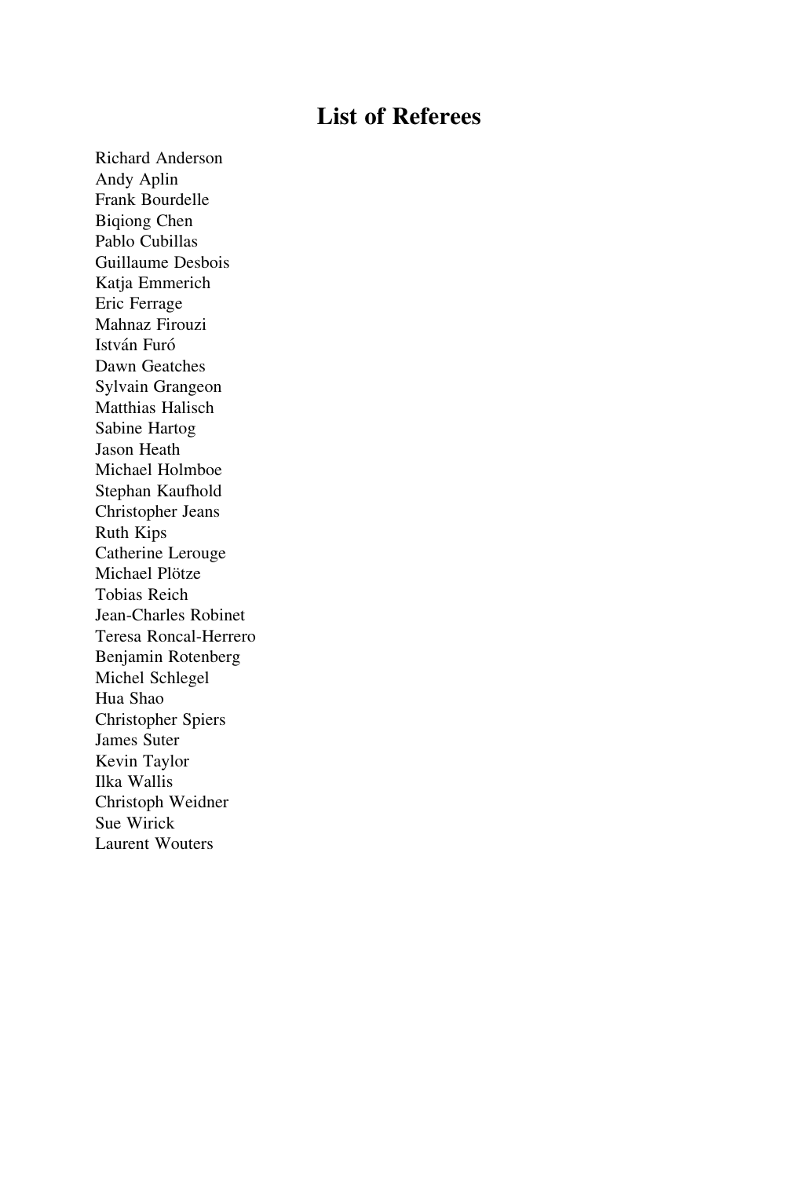# List of Referees

Richard Anderson
Andy Aplin
Frank Bourdelle
Biqiong Chen
Pablo Cubillas
Guillaume Desbois
Katja Emmerich
Eric Ferrage
Mahnaz Firouzi
István Furó
Dawn Geatches
Sylvain Grangeon
Matthias Halisch
Sabine Hartog
Jason Heath
Michael Holmboe
Stephan Kaufhold
Christopher Jeans
Ruth Kips
Catherine Lerouge
Michael Plötze
Tobias Reich
Jean-Charles Robinet
Teresa Roncal-Herrero
Benjamin Rotenberg
Michel Schlegel
Hua Shao
Christopher Spiers
James Suter
Kevin Taylor
Ilka Wallis
Christoph Weidner
Sue Wirick
Laurent Wouters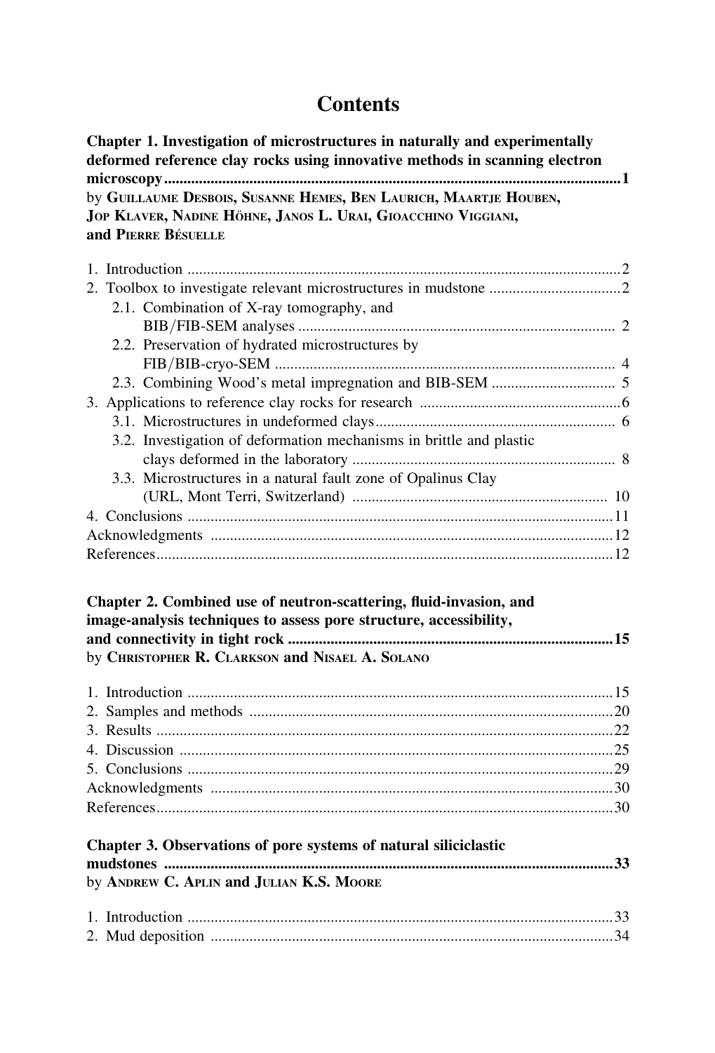# Contents

**Chapter 1. Investigation of microstructures in naturally and experimentally deformed reference clay rocks using innovative methods in scanning electron microscopy ....................................................................................................... 1**
by **Guillaume Desbois, Susanne Hemes, Ben Laurich, Maartje Houben, Jop Klaver, Nadine Höhne, Janos L. Urai, Gioacchino Viggiani, and Pierre Bésuelle**

1. Introduction ........................................................................................................ 2
2. Toolbox to investigate relevant microstructures in mudstone .................................. 2
   2.1. Combination of X-ray tomography, and BIB/FIB-SEM analyses ........................................................................... 2
   2.2. Preservation of hydrated microstructures by FIB/BIB-cryo-SEM ................................................................................ 4
   2.3. Combining Wood's metal impregnation and BIB-SEM ................................. 5
3. Applications to reference clay rocks for research ................................................... 6
   3.1. Microstructures in undeformed clays ............................................................ 6
   3.2. Investigation of deformation mechanisms in brittle and plastic clays deformed in the laboratory ................................................................ 8
   3.3. Microstructures in a natural fault zone of Opalinus Clay (URL, Mont Terri, Switzerland) ................................................................ 10
4. Conclusions ...................................................................................................... 11

Acknowledgments ................................................................................................ 12

References .......................................................................................................... 12

**Chapter 2. Combined use of neutron-scattering, fluid-invasion, and image-analysis techniques to assess pore structure, accessibility, and connectivity in tight rock ......................................................................... 15**
by **Christopher R. Clarkson and Nisael A. Solano**

1. Introduction ...................................................................................................... 15
2. Samples and methods ........................................................................................ 20
3. Results .............................................................................................................. 22
4. Discussion ......................................................................................................... 25
5. Conclusions ...................................................................................................... 29

Acknowledgments ................................................................................................ 30

References .......................................................................................................... 30

**Chapter 3. Observations of pore systems of natural siliciclastic mudstones ......................................................................................................... 33**
by **Andrew C. Aplin and Julian K.S. Moore**

1. Introduction ...................................................................................................... 33
2. Mud deposition ................................................................................................. 34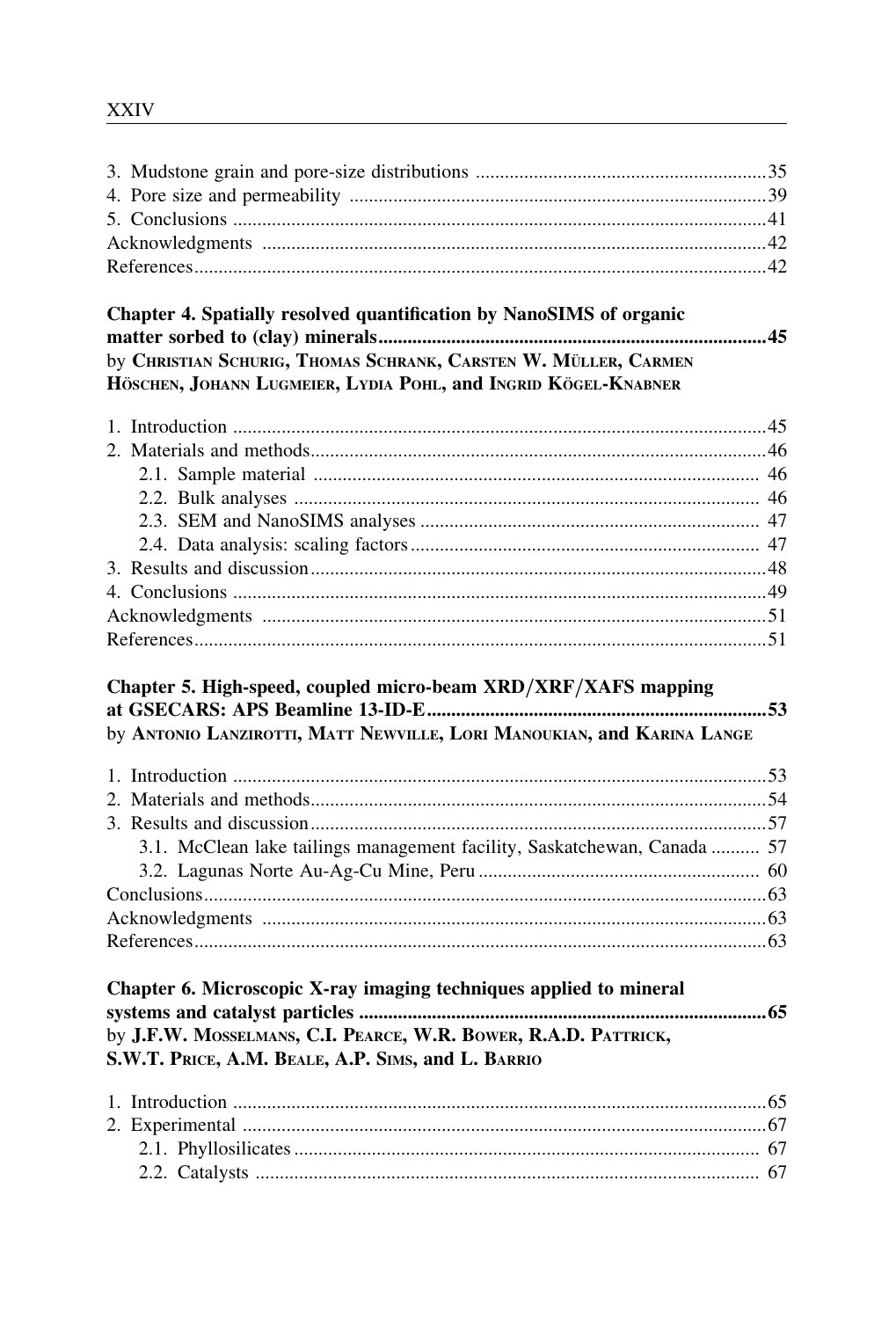3. Mudstone grain and pore-size distributions ............................................................35
4. Pore size and permeability ......................................................................................39
5. Conclusions ..............................................................................................................41
Acknowledgments .........................................................................................................42
References......................................................................................................................42

**Chapter 4. Spatially resolved quantification by NanoSIMS of organic matter sorbed to (clay) minerals..................................................................................45**
by **Christian Schurig, Thomas Schrank, Carsten W. Müller, Carmen Höschen, Johann Lugmeier, Lydia Pohl, and Ingrid Kögel-Knabner**

1. Introduction ..............................................................................................................45
2. Materials and methods..............................................................................................46
    2.1. Sample material ............................................................................................ 46
    2.2. Bulk analyses ................................................................................................ 46
    2.3. SEM and NanoSIMS analyses ...................................................................... 47
    2.4. Data analysis: scaling factors........................................................................ 47
3. Results and discussion..............................................................................................48
4. Conclusions ..............................................................................................................49
Acknowledgments .........................................................................................................51
References......................................................................................................................51

**Chapter 5. High-speed, coupled micro-beam XRD/XRF/XAFS mapping at GSECARS: APS Beamline 13-ID-E......................................................................53**
by **Antonio Lanzirotti, Matt Newville, Lori Manoukian, and Karina Lange**

1. Introduction ..............................................................................................................53
2. Materials and methods..............................................................................................54
3. Results and discussion..............................................................................................57
    3.1. McClean lake tailings management facility, Saskatchewan, Canada .......... 57
    3.2. Lagunas Norte Au-Ag-Cu Mine, Peru .......................................................... 60
Conclusions....................................................................................................................63
Acknowledgments .........................................................................................................63
References......................................................................................................................63

**Chapter 6. Microscopic X-ray imaging techniques applied to mineral systems and catalyst particles ....................................................................................65**
by **J.F.W. Mosselmans, C.I. Pearce, W.R. Bower, R.A.D. Pattrick, S.W.T. Price, A.M. Beale, A.P. Sims, and L. Barrio**

1. Introduction ..............................................................................................................65
2. Experimental ............................................................................................................67
    2.1. Phyllosilicates................................................................................................ 67
    2.2. Catalysts ........................................................................................................ 67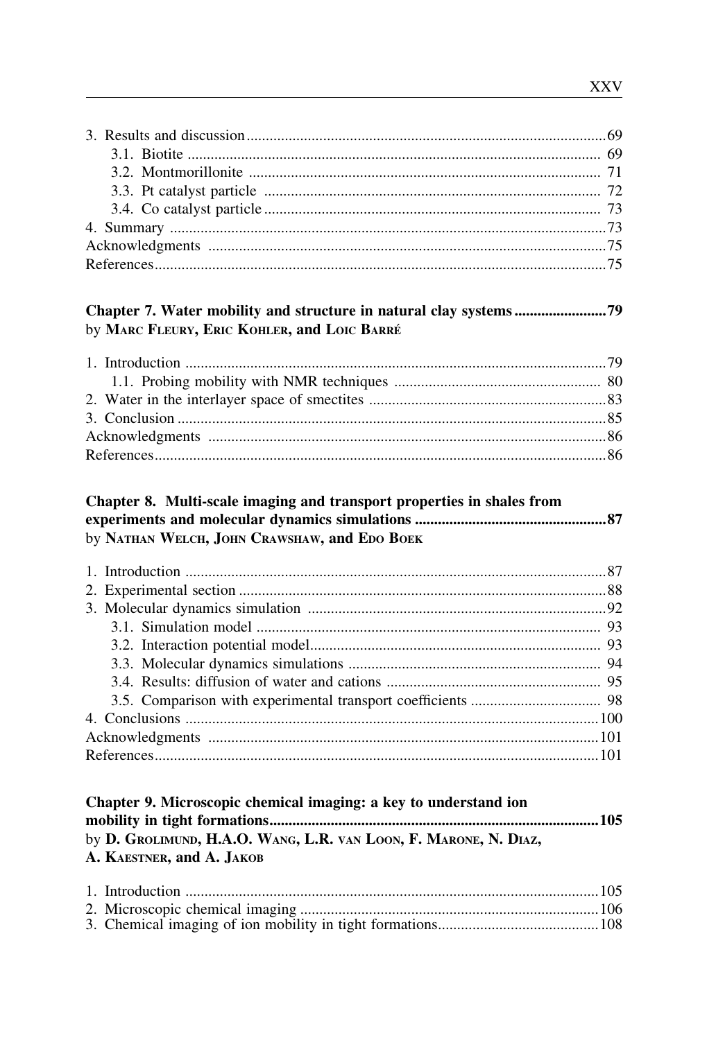3. Results and discussion ........ 69
   3.1. Biotite ........ 69
   3.2. Montmorillonite ........ 71
   3.3. Pt catalyst particle ........ 72
   3.4. Co catalyst particle ........ 73
4. Summary ........ 73
Acknowledgments ........ 75
References ........ 75

**Chapter 7. Water mobility and structure in natural clay systems ........ 79**
by **Marc Fleury, Eric Kohler, and Loic Barré**

1. Introduction ........ 79
   1.1. Probing mobility with NMR techniques ........ 80
2. Water in the interlayer space of smectites ........ 83
3. Conclusion ........ 85
Acknowledgments ........ 86
References ........ 86

**Chapter 8. Multi-scale imaging and transport properties in shales from experiments and molecular dynamics simulations ........ 87**
by **Nathan Welch, John Crawshaw, and Edo Boek**

1. Introduction ........ 87
2. Experimental section ........ 88
3. Molecular dynamics simulation ........ 92
   3.1. Simulation model ........ 93
   3.2. Interaction potential model ........ 93
   3.3. Molecular dynamics simulations ........ 94
   3.4. Results: diffusion of water and cations ........ 95
   3.5. Comparison with experimental transport coefficients ........ 98
4. Conclusions ........ 100
Acknowledgments ........ 101
References ........ 101

**Chapter 9. Microscopic chemical imaging: a key to understand ion mobility in tight formations ........ 105**
by **D. Grolimund, H.A.O. Wang, L.R. van Loon, F. Marone, N. Diaz, A. Kaestner, and A. Jakob**

1. Introduction ........ 105
2. Microscopic chemical imaging ........ 106
3. Chemical imaging of ion mobility in tight formations ........ 108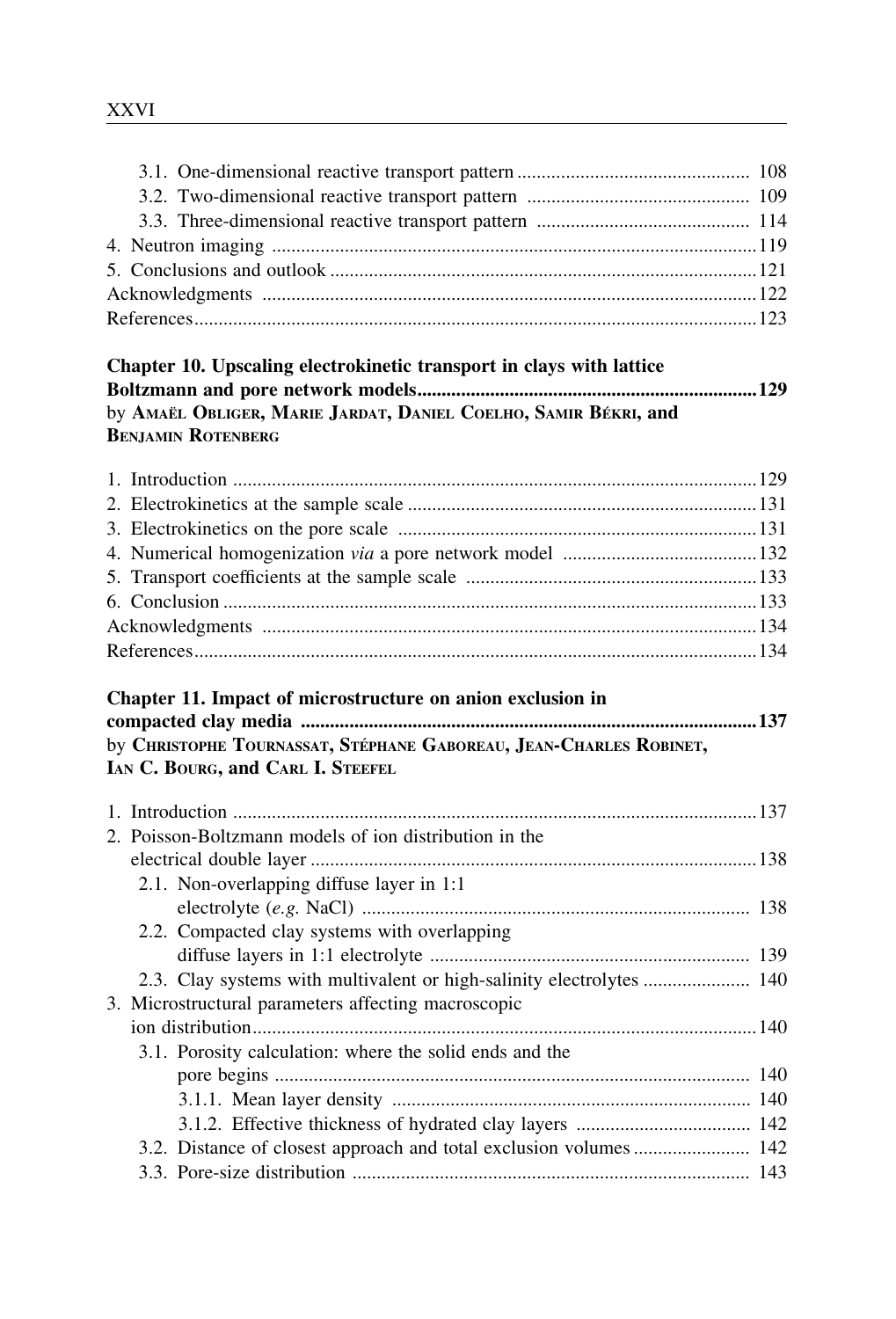3.1. One-dimensional reactive transport pattern ................................................ 108
3.2. Two-dimensional reactive transport pattern .............................................. 109
3.3. Three-dimensional reactive transport pattern ............................................ 114
4. Neutron imaging ....................................................................................................119
5. Conclusions and outlook ........................................................................................121
Acknowledgments ......................................................................................................122
References....................................................................................................................123

**Chapter 10. Upscaling electrokinetic transport in clays with lattice Boltzmann and pore network models......................................................................129**
by **Amaël Obliger, Marie Jardat, Daniel Coelho, Samir Békri, and Benjamin Rotenberg**

1. Introduction ............................................................................................................129
2. Electrokinetics at the sample scale ........................................................................131
3. Electrokinetics on the pore scale ..........................................................................131
4. Numerical homogenization *via* a pore network model ........................................132
5. Transport coefficients at the sample scale ............................................................133
6. Conclusion ..............................................................................................................133
Acknowledgments ......................................................................................................134
References....................................................................................................................134

**Chapter 11. Impact of microstructure on anion exclusion in compacted clay media ...............................................................................................137**
by **Christophe Tournassat, Stéphane Gaboreau, Jean-Charles Robinet, Ian C. Bourg, and Carl I. Steefel**

1. Introduction ............................................................................................................137
2. Poisson-Boltzmann models of ion distribution in the electrical double layer ............................................................................................138
   2.1. Non-overlapping diffuse layer in 1:1 electrolyte (*e.g.* NaCl) ................................................................................ 138
   2.2. Compacted clay systems with overlapping diffuse layers in 1:1 electrolyte .................................................................. 139
   2.3. Clay systems with multivalent or high-salinity electrolytes ...................... 140
3. Microstructural parameters affecting macroscopic ion distribution........................................................................................................140
   3.1. Porosity calculation: where the solid ends and the pore begins .................................................................................. 140
      3.1.1. Mean layer density ............................................................................ 140
      3.1.2. Effective thickness of hydrated clay layers ..................................... 142
   3.2. Distance of closest approach and total exclusion volumes ........................ 142
   3.3. Pore-size distribution .................................................................................. 143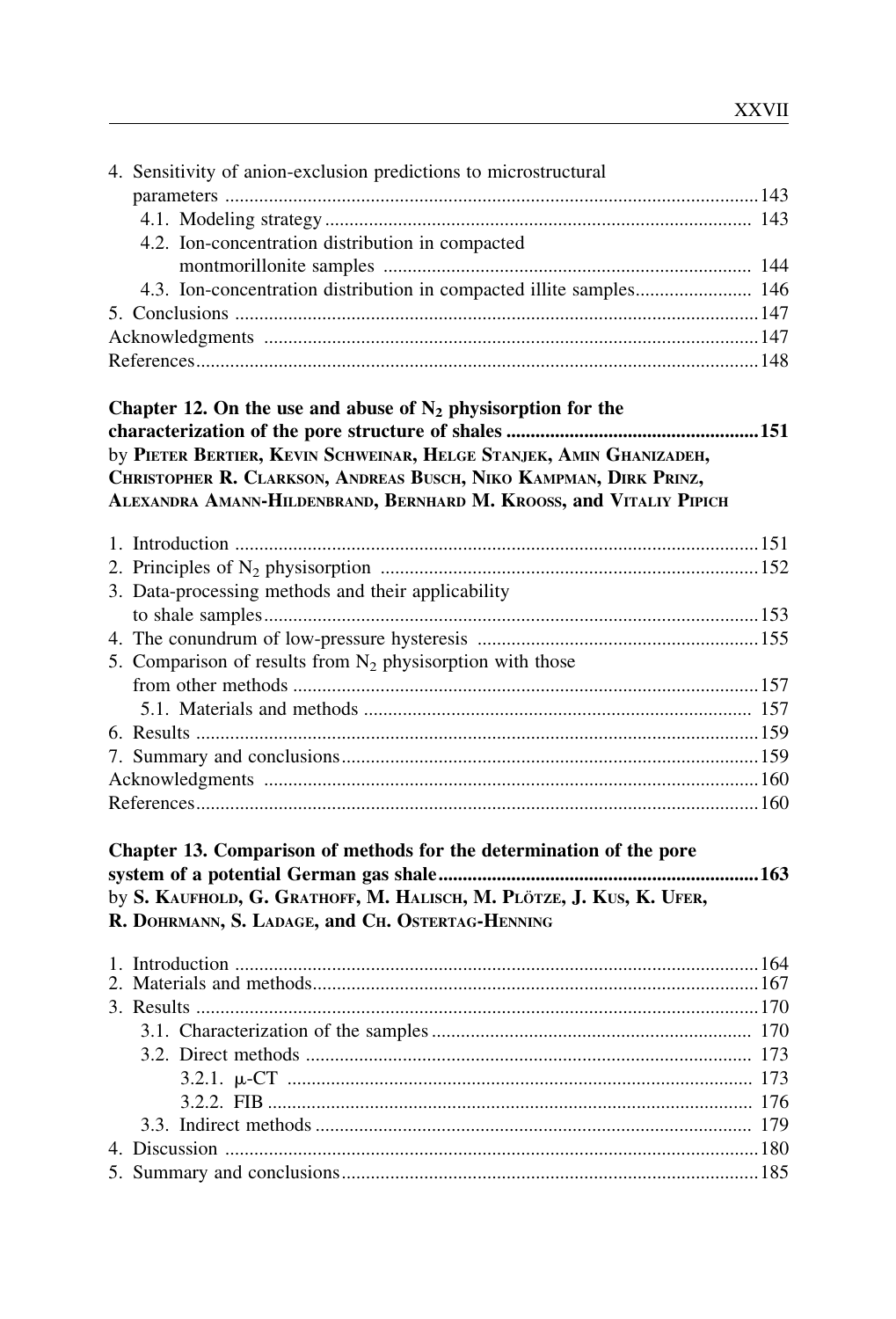4. Sensitivity of anion-exclusion predictions to microstructural parameters ..... 143
   - 4.1. Modeling strategy ..... 143
   - 4.2. Ion-concentration distribution in compacted montmorillonite samples ..... 144
   - 4.3. Ion-concentration distribution in compacted illite samples ..... 146
5. Conclusions ..... 147

Acknowledgments ..... 147

References ..... 148

**Chapter 12. On the use and abuse of $N_2$ physisorption for the characterization of the pore structure of shales ..... 151**

by **Pieter Bertier, Kevin Schweinar, Helge Stanjek, Amin Ghanizadeh, Christopher R. Clarkson, Andreas Busch, Niko Kampman, Dirk Prinz, Alexandra Amann-Hildenbrand, Bernhard M. Krooss, and Vitaliy Pipich**

1. Introduction ..... 151
2. Principles of $N_2$ physisorption ..... 152
3. Data-processing methods and their applicability to shale samples ..... 153
4. The conundrum of low-pressure hysteresis ..... 155
5. Comparison of results from $N_2$ physisorption with those from other methods ..... 157
   - 5.1. Materials and methods ..... 157
6. Results ..... 159
7. Summary and conclusions ..... 159

Acknowledgments ..... 160

References ..... 160

**Chapter 13. Comparison of methods for the determination of the pore system of a potential German gas shale ..... 163**

by **S. Kaufhold, G. Grathoff, M. Halisch, M. Plötze, J. Kus, K. Ufer, R. Dohrmann, S. Ladage, and Ch. Ostertag-Henning**

1. Introduction ..... 164
2. Materials and methods ..... 167
3. Results ..... 170
   - 3.1. Characterization of the samples ..... 170
   - 3.2. Direct methods ..... 173
     - 3.2.1. μ-CT ..... 173
     - 3.2.2. FIB ..... 176
   - 3.3. Indirect methods ..... 179
4. Discussion ..... 180
5. Summary and conclusions ..... 185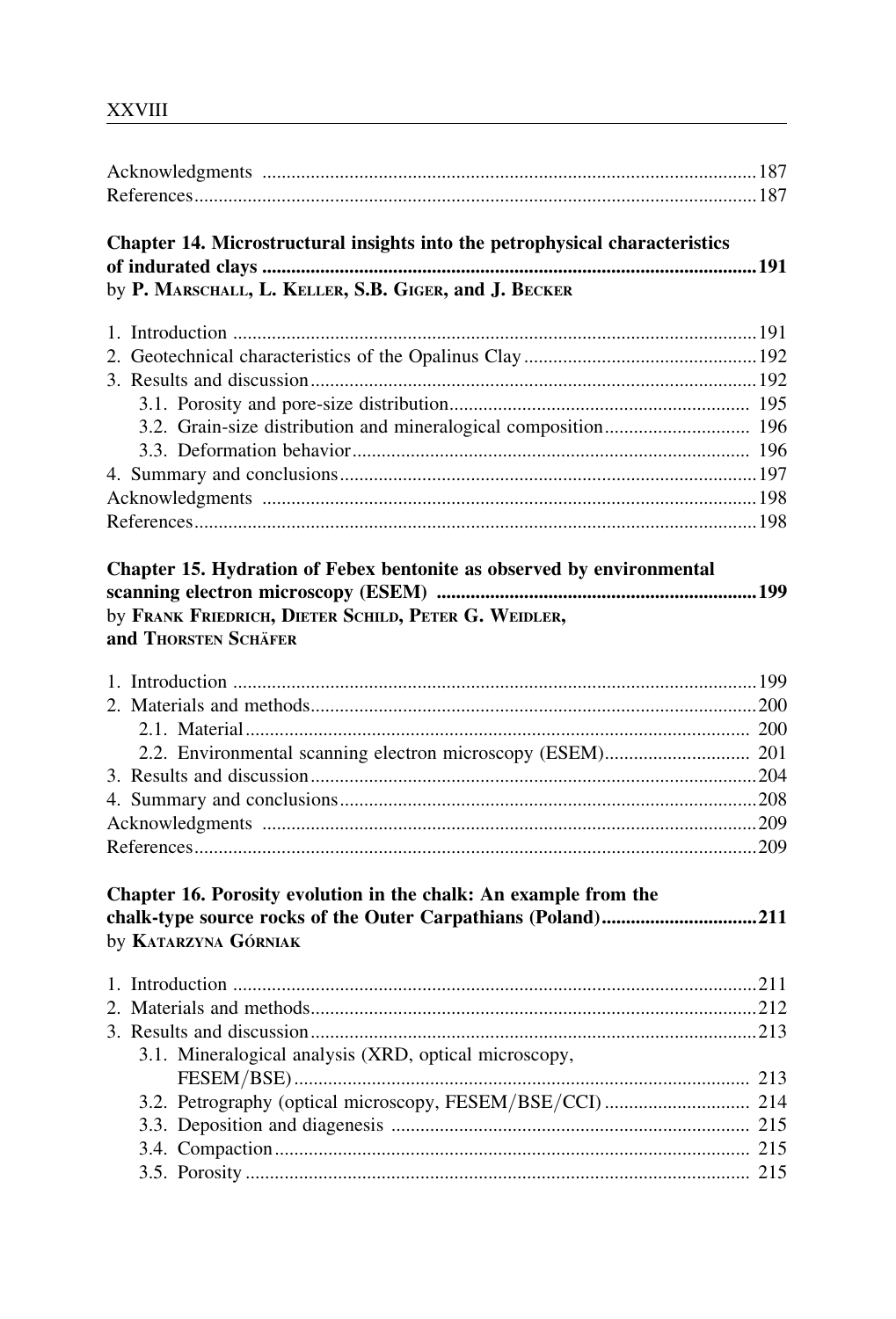Acknowledgments ..................................................................................................... 187
References.................................................................................................................. 187

**Chapter 14. Microstructural insights into the petrophysical characteristics of indurated clays ..................................................................................................... 191**
by **P. Marschall, L. Keller, S.B. Giger, and J. Becker**

1. Introduction ........................................................................................................... 191
2. Geotechnical characteristics of the Opalinus Clay ............................................... 192
3. Results and discussion ........................................................................................... 192
   3.1. Porosity and pore-size distribution ............................................................ 195
   3.2. Grain-size distribution and mineralogical composition ............................. 196
   3.3. Deformation behavior ................................................................................. 196
4. Summary and conclusions ..................................................................................... 197

Acknowledgments ..................................................................................................... 198
References.................................................................................................................. 198

**Chapter 15. Hydration of Febex bentonite as observed by environmental scanning electron microscopy (ESEM) ................................................................. 199**
by **Frank Friedrich, Dieter Schild, Peter G. Weidler, and Thorsten Schäfer**

1. Introduction ........................................................................................................... 199
2. Materials and methods ........................................................................................... 200
   2.1. Material ....................................................................................................... 200
   2.2. Environmental scanning electron microscopy (ESEM) ............................. 201
3. Results and discussion ........................................................................................... 204
4. Summary and conclusions ..................................................................................... 208

Acknowledgments ..................................................................................................... 209
References.................................................................................................................. 209

**Chapter 16. Porosity evolution in the chalk: An example from the chalk-type source rocks of the Outer Carpathians (Poland) ............................... 211**
by **Katarzyna Górniak**

1. Introduction ........................................................................................................... 211
2. Materials and methods ........................................................................................... 212
3. Results and discussion ........................................................................................... 213
   3.1. Mineralogical analysis (XRD, optical microscopy, FESEM/BSE) .............................................................................................. 213
   3.2. Petrography (optical microscopy, FESEM/BSE/CCI) ................................ 214
   3.3. Deposition and diagenesis .......................................................................... 215
   3.4. Compaction ................................................................................................. 215
   3.5. Porosity ....................................................................................................... 215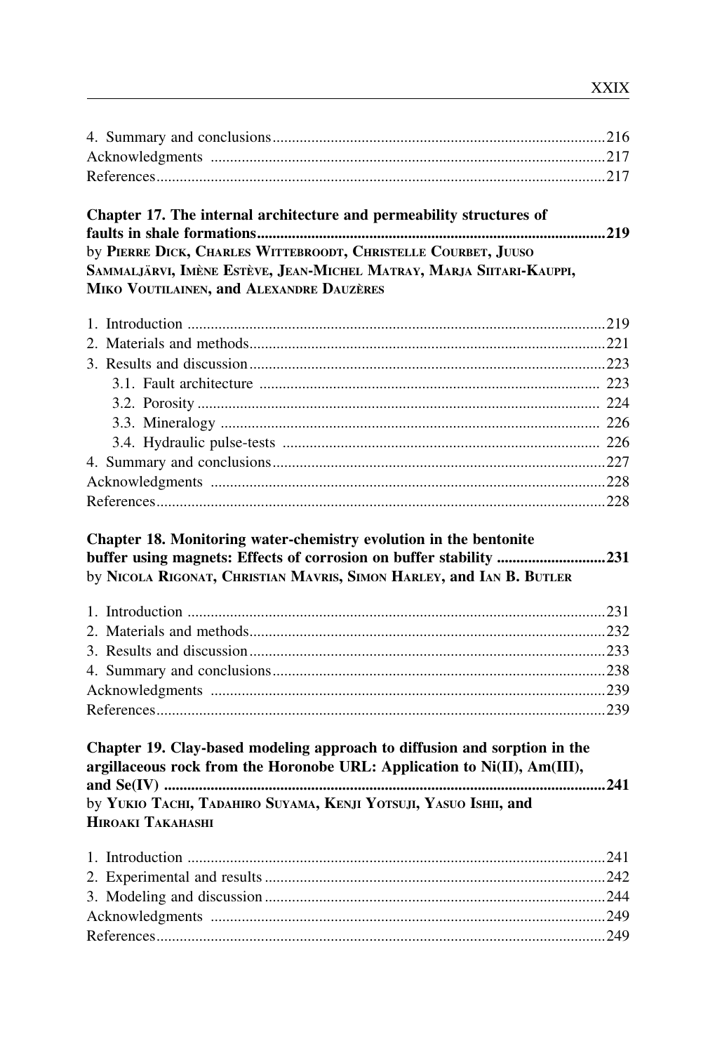4. Summary and conclusions ........................................................................................216
Acknowledgments .......................................................................................................217
References .....................................................................................................................217

**Chapter 17. The internal architecture and permeability structures of faults in shale formations ........................................................................................219**
by Pierre Dick, Charles Wittebroodt, Christelle Courbet, Juuso Sammaljärvi, Imène Estève, Jean-Michel Matray, Marja Siitari-Kauppi, Miko Voutilainen, and Alexandre Dauzères

1. Introduction ..............................................................................................................219
2. Materials and methods ...............................................................................................221
3. Results and discussion ...............................................................................................223
   3.1. Fault architecture ...............................................................................................223
   3.2. Porosity ...............................................................................................................224
   3.3. Mineralogy ..........................................................................................................226
   3.4. Hydraulic pulse-tests ..........................................................................................226
4. Summary and conclusions ........................................................................................227
Acknowledgments .......................................................................................................228
References .....................................................................................................................228

**Chapter 18. Monitoring water-chemistry evolution in the bentonite buffer using magnets: Effects of corrosion on buffer stability ............................231**
by Nicola Rigonat, Christian Mavris, Simon Harley, and Ian B. Butler

1. Introduction ..............................................................................................................231
2. Materials and methods ...............................................................................................232
3. Results and discussion ...............................................................................................233
4. Summary and conclusions ........................................................................................238
Acknowledgments .......................................................................................................239
References .....................................................................................................................239

**Chapter 19. Clay-based modeling approach to diffusion and sorption in the argillaceous rock from the Horonobe URL: Application to Ni(II), Am(III), and Se(IV) ..................................................................................................................241**
by Yukio Tachi, Tadahiro Suyama, Kenji Yotsuji, Yasuo Ishii, and Hiroaki Takahashi

1. Introduction ..............................................................................................................241
2. Experimental and results ..........................................................................................242
3. Modeling and discussion ..........................................................................................244
Acknowledgments .......................................................................................................249
References .....................................................................................................................249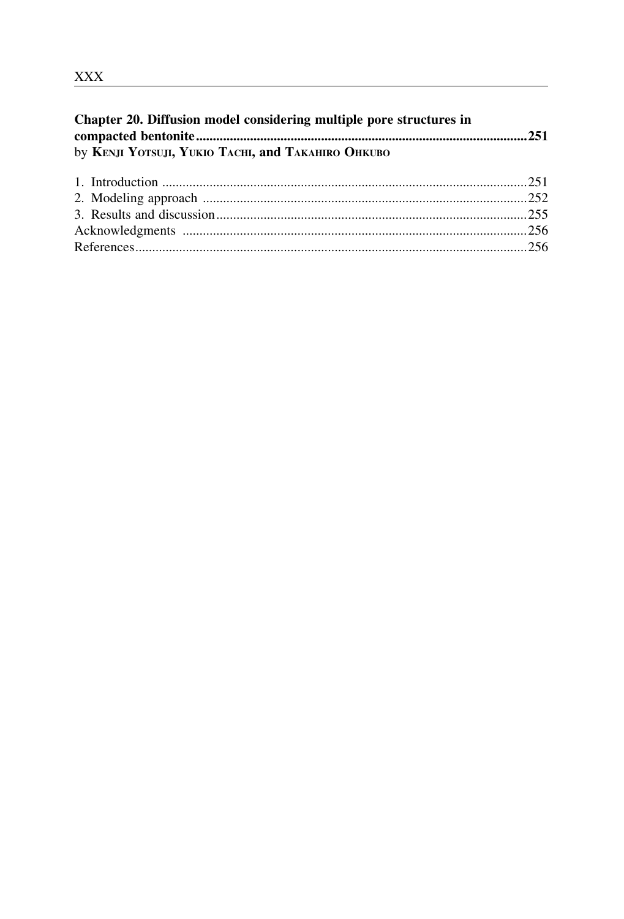**Chapter 20. Diffusion model considering multiple pore structures in compacted bentonite ........................................................................................................ 251**
by **Kenji Yotsuji, Yukio Tachi, and Takahiro Ohkubo**

1. Introduction ........................................................................................................ 251
2. Modeling approach ............................................................................................ 252
3. Results and discussion ....................................................................................... 255

Acknowledgments ................................................................................................... 256
References ............................................................................................................... 256